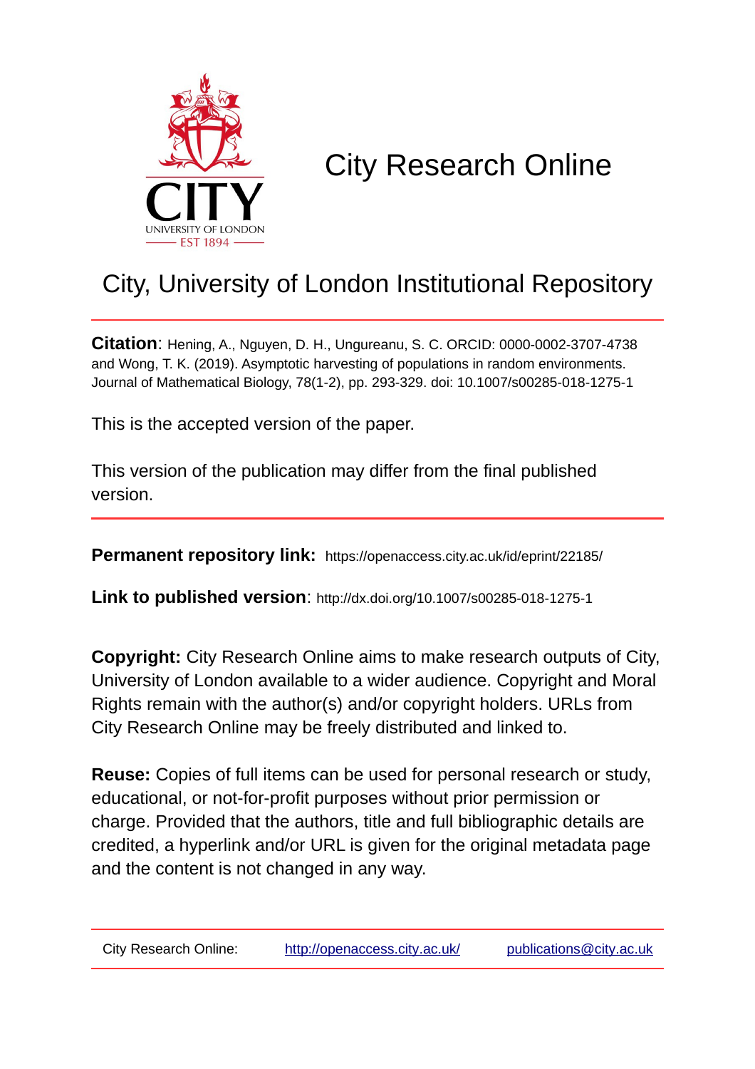# City Research Online

## City, University of London Institutional Repository

**Citation**: Hening, A., Nguyen, D. H., Ungureanu, S. C. ORCID: 0000-0002-3707-4738 and Wong, T. K. (2019). Asymptotic harvesting of populations in random environments. Journal of Mathematical Biology, 78(1-2), pp. 293-329. doi: 10.1007/s00285-018-1275-1

This is the accepted version of the paper.

This version of the publication may differ from the final published version.

---

**Permanent repository link:** https://openaccess.city.ac.uk/id/eprint/22185/

**Link to published version**: http://dx.doi.org/10.1007/s00285-018-1275-1

**Copyright:** City Research Online aims to make research outputs of City, University of London available to a wider audience. Copyright and Moral Rights remain with the author(s) and/or copyright holders. URLs from City Research Online may be freely distributed and linked to.

**Reuse:** Copies of full items can be used for personal research or study, educational, or not-for-profit purposes without prior permission or charge. Provided that the authors, title and full bibliographic details are credited, a hyperlink and/or URL is given for the original metadata page and the content is not changed in any way.

---

City Research Online: http://openaccess.city.ac.uk/ publications@city.ac.uk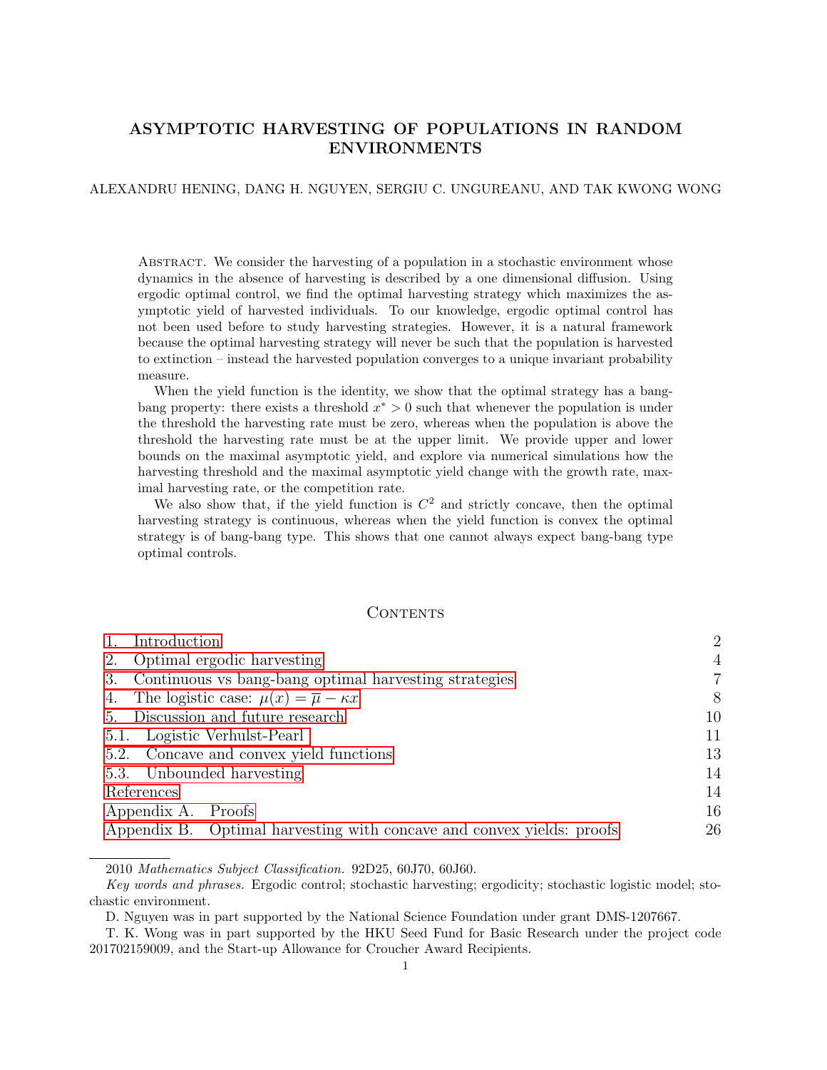# ASYMPTOTIC HARVESTING OF POPULATIONS IN RANDOM ENVIRONMENTS

ALEXANDRU HENING, DANG H. NGUYEN, SERGIU C. UNGUREANU, AND TAK KWONG WONG

Abstract. We consider the harvesting of a population in a stochastic environment whose dynamics in the absence of harvesting is described by a one dimensional diffusion. Using ergodic optimal control, we find the optimal harvesting strategy which maximizes the asymptotic yield of harvested individuals. To our knowledge, ergodic optimal control has not been used before to study harvesting strategies. However, it is a natural framework because the optimal harvesting strategy will never be such that the population is harvested to extinction – instead the harvested population converges to a unique invariant probability measure.

When the yield function is the identity, we show that the optimal strategy has a bang-bang property: there exists a threshold $x^* > 0$ such that whenever the population is under the threshold the harvesting rate must be zero, whereas when the population is above the threshold the harvesting rate must be at the upper limit. We provide upper and lower bounds on the maximal asymptotic yield, and explore via numerical simulations how the harvesting threshold and the maximal asymptotic yield change with the growth rate, maximal harvesting rate, or the competition rate.

We also show that, if the yield function is $C^2$ and strictly concave, then the optimal harvesting strategy is continuous, whereas when the yield function is convex the optimal strategy is of bang-bang type. This shows that one cannot always expect bang-bang type optimal controls.

## Contents

| | |
|---|---|
| 1. Introduction | 2 |
| 2. Optimal ergodic harvesting | 4 |
| 3. Continuous vs bang-bang optimal harvesting strategies | 7 |
| 4. The logistic case: $\mu(x) = \overline{\mu} - \kappa x$ | 8 |
| 5. Discussion and future research | 10 |
| 5.1. Logistic Verhulst-Pearl | 11 |
| 5.2. Concave and convex yield functions | 13 |
| 5.3. Unbounded harvesting | 14 |
| References | 14 |
| Appendix A. Proofs | 16 |
| Appendix B. Optimal harvesting with concave and convex yields: proofs | 26 |

2010 *Mathematics Subject Classification.* 92D25, 60J70, 60J60.

*Key words and phrases.* Ergodic control; stochastic harvesting; ergodicity; stochastic logistic model; stochastic environment.

D. Nguyen was in part supported by the National Science Foundation under grant DMS-1207667.

T. K. Wong was in part supported by the HKU Seed Fund for Basic Research under the project code 201702159009, and the Start-up Allowance for Croucher Award Recipients.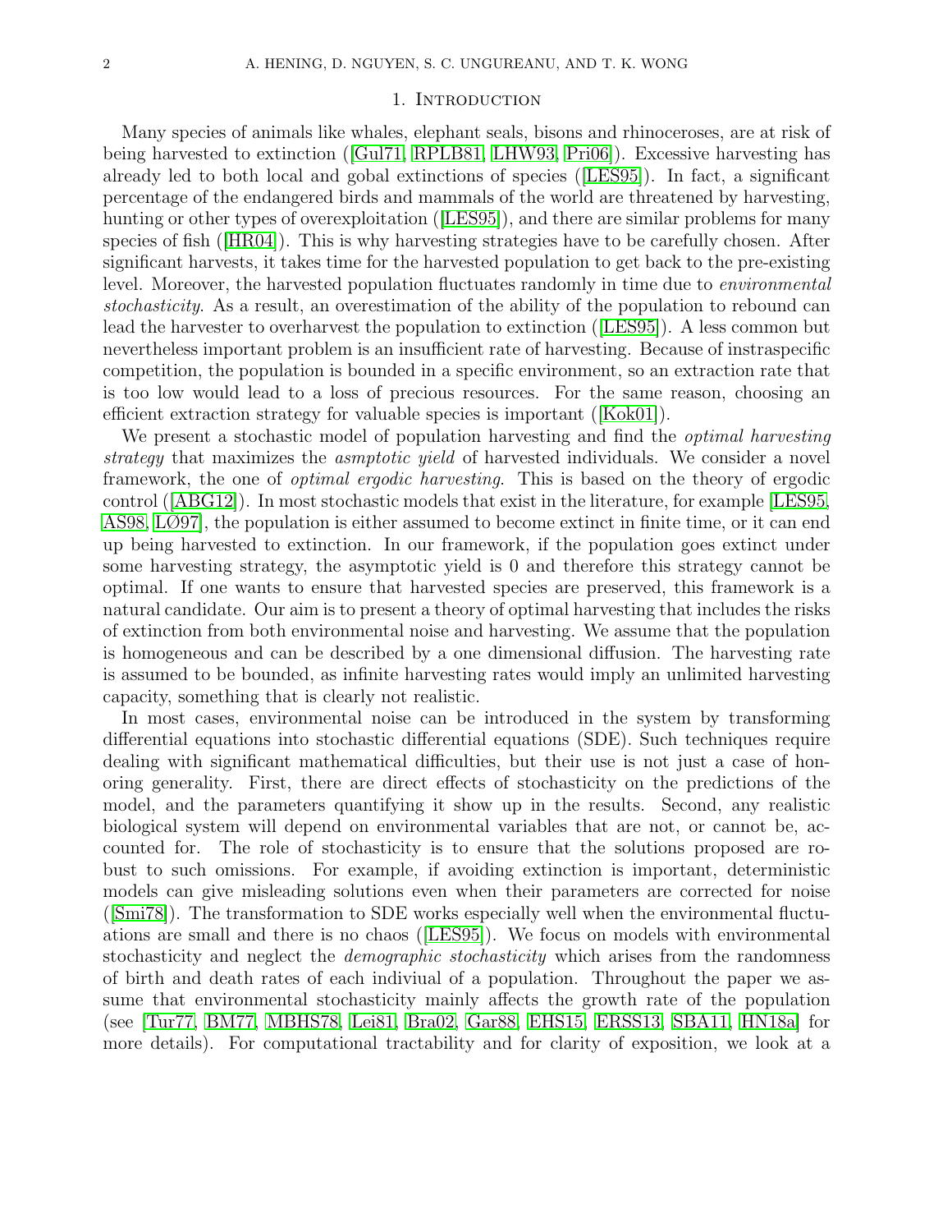# 1. Introduction

Many species of animals like whales, elephant seals, bisons and rhinoceroses, are at risk of being harvested to extinction ([Gul71, RPLB81, LHW93, Pri06]). Excessive harvesting has already led to both local and gobal extinctions of species ([LES95]). In fact, a significant percentage of the endangered birds and mammals of the world are threatened by harvesting, hunting or other types of overexploitation ([LES95]), and there are similar problems for many species of fish ([HR04]). This is why harvesting strategies have to be carefully chosen. After significant harvests, it takes time for the harvested population to get back to the pre-existing level. Moreover, the harvested population fluctuates randomly in time due to *environmental stochasticity*. As a result, an overestimation of the ability of the population to rebound can lead the harvester to overharvest the population to extinction ([LES95]). A less common but nevertheless important problem is an insufficient rate of harvesting. Because of instraspecific competition, the population is bounded in a specific environment, so an extraction rate that is too low would lead to a loss of precious resources. For the same reason, choosing an efficient extraction strategy for valuable species is important ([Kok01]).

We present a stochastic model of population harvesting and find the *optimal harvesting strategy* that maximizes the *asmptotic yield* of harvested individuals. We consider a novel framework, the one of *optimal ergodic harvesting*. This is based on the theory of ergodic control ([ABG12]). In most stochastic models that exist in the literature, for example [LES95, AS98, LØ97], the population is either assumed to become extinct in finite time, or it can end up being harvested to extinction. In our framework, if the population goes extinct under some harvesting strategy, the asymptotic yield is 0 and therefore this strategy cannot be optimal. If one wants to ensure that harvested species are preserved, this framework is a natural candidate. Our aim is to present a theory of optimal harvesting that includes the risks of extinction from both environmental noise and harvesting. We assume that the population is homogeneous and can be described by a one dimensional diffusion. The harvesting rate is assumed to be bounded, as infinite harvesting rates would imply an unlimited harvesting capacity, something that is clearly not realistic.

In most cases, environmental noise can be introduced in the system by transforming differential equations into stochastic differential equations (SDE). Such techniques require dealing with significant mathematical difficulties, but their use is not just a case of honoring generality. First, there are direct effects of stochasticity on the predictions of the model, and the parameters quantifying it show up in the results. Second, any realistic biological system will depend on environmental variables that are not, or cannot be, accounted for. The role of stochasticity is to ensure that the solutions proposed are robust to such omissions. For example, if avoiding extinction is important, deterministic models can give misleading solutions even when their parameters are corrected for noise ([Smi78]). The transformation to SDE works especially well when the environmental fluctuations are small and there is no chaos ([LES95]). We focus on models with environmental stochasticity and neglect the *demographic stochasticity* which arises from the randomness of birth and death rates of each indiviual of a population. Throughout the paper we assume that environmental stochasticity mainly affects the growth rate of the population (see [Tur77, BM77, MBHS78, Lei81, Bra02, Gar88, EHS15, ERSS13, SBA11, HN18a] for more details). For computational tractability and for clarity of exposition, we look at a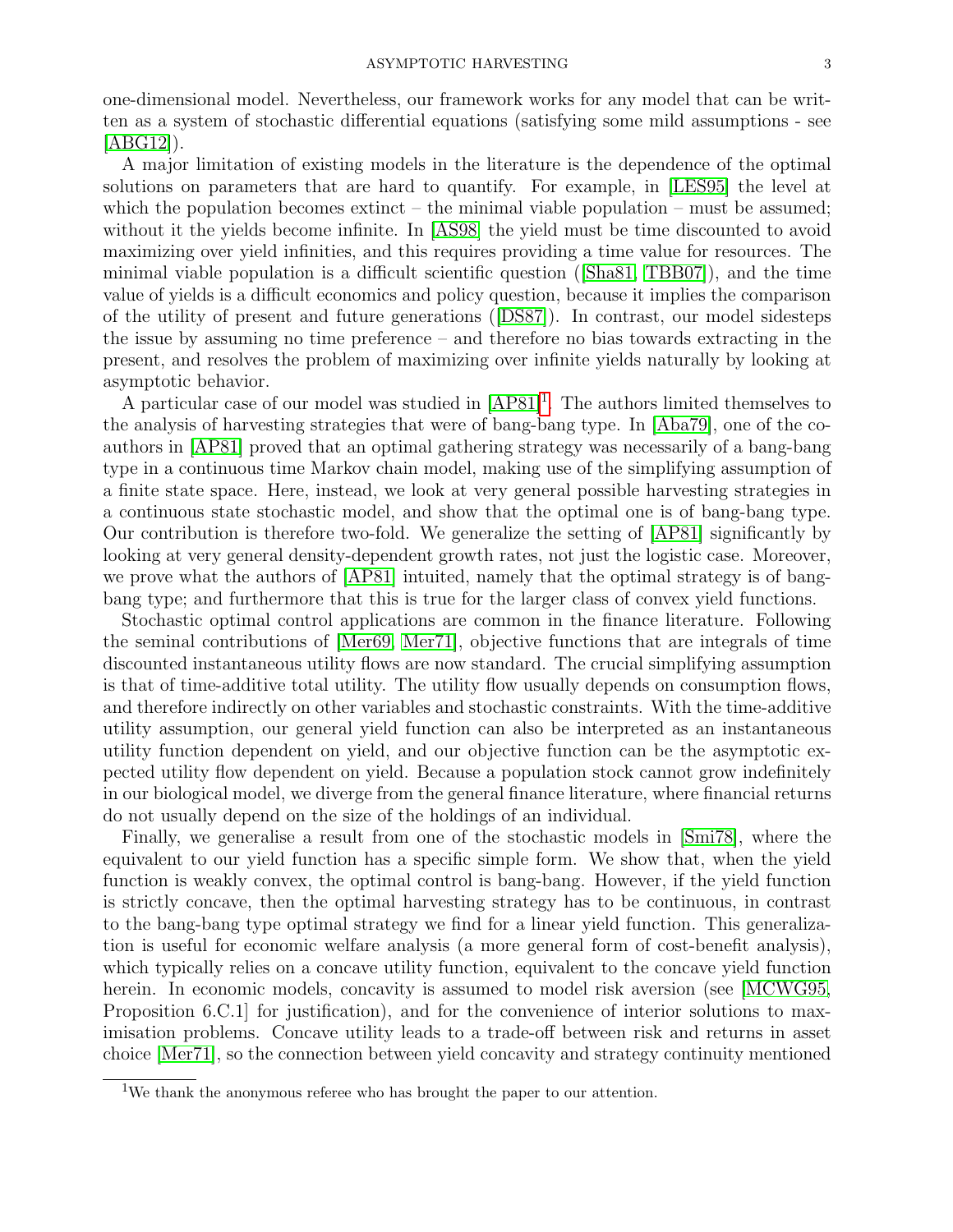one-dimensional model. Nevertheless, our framework works for any model that can be written as a system of stochastic differential equations (satisfying some mild assumptions - see [ABG12]).

A major limitation of existing models in the literature is the dependence of the optimal solutions on parameters that are hard to quantify. For example, in [LES95] the level at which the population becomes extinct – the minimal viable population – must be assumed; without it the yields become infinite. In [AS98] the yield must be time discounted to avoid maximizing over yield infinities, and this requires providing a time value for resources. The minimal viable population is a difficult scientific question ([Sha81, TBB07]), and the time value of yields is a difficult economics and policy question, because it implies the comparison of the utility of present and future generations ([DS87]). In contrast, our model sidesteps the issue by assuming no time preference – and therefore no bias towards extracting in the present, and resolves the problem of maximizing over infinite yields naturally by looking at asymptotic behavior.

A particular case of our model was studied in [AP81][1]. The authors limited themselves to the analysis of harvesting strategies that were of bang-bang type. In [Aba79], one of the coauthors in [AP81] proved that an optimal gathering strategy was necessarily of a bang-bang type in a continuous time Markov chain model, making use of the simplifying assumption of a finite state space. Here, instead, we look at very general possible harvesting strategies in a continuous state stochastic model, and show that the optimal one is of bang-bang type. Our contribution is therefore two-fold. We generalize the setting of [AP81] significantly by looking at very general density-dependent growth rates, not just the logistic case. Moreover, we prove what the authors of [AP81] intuited, namely that the optimal strategy is of bang-bang type; and furthermore that this is true for the larger class of convex yield functions.

Stochastic optimal control applications are common in the finance literature. Following the seminal contributions of [Mer69, Mer71], objective functions that are integrals of time discounted instantaneous utility flows are now standard. The crucial simplifying assumption is that of time-additive total utility. The utility flow usually depends on consumption flows, and therefore indirectly on other variables and stochastic constraints. With the time-additive utility assumption, our general yield function can also be interpreted as an instantaneous utility function dependent on yield, and our objective function can be the asymptotic expected utility flow dependent on yield. Because a population stock cannot grow indefinitely in our biological model, we diverge from the general finance literature, where financial returns do not usually depend on the size of the holdings of an individual.

Finally, we generalise a result from one of the stochastic models in [Smi78], where the equivalent to our yield function has a specific simple form. We show that, when the yield function is weakly convex, the optimal control is bang-bang. However, if the yield function is strictly concave, then the optimal harvesting strategy has to be continuous, in contrast to the bang-bang type optimal strategy we find for a linear yield function. This generalization is useful for economic welfare analysis (a more general form of cost-benefit analysis), which typically relies on a concave utility function, equivalent to the concave yield function herein. In economic models, concavity is assumed to model risk aversion (see [MCWG95, Proposition 6.C.1] for justification), and for the convenience of interior solutions to maximisation problems. Concave utility leads to a trade-off between risk and returns in asset choice [Mer71], so the connection between yield concavity and strategy continuity mentioned

[1]We thank the anonymous referee who has brought the paper to our attention.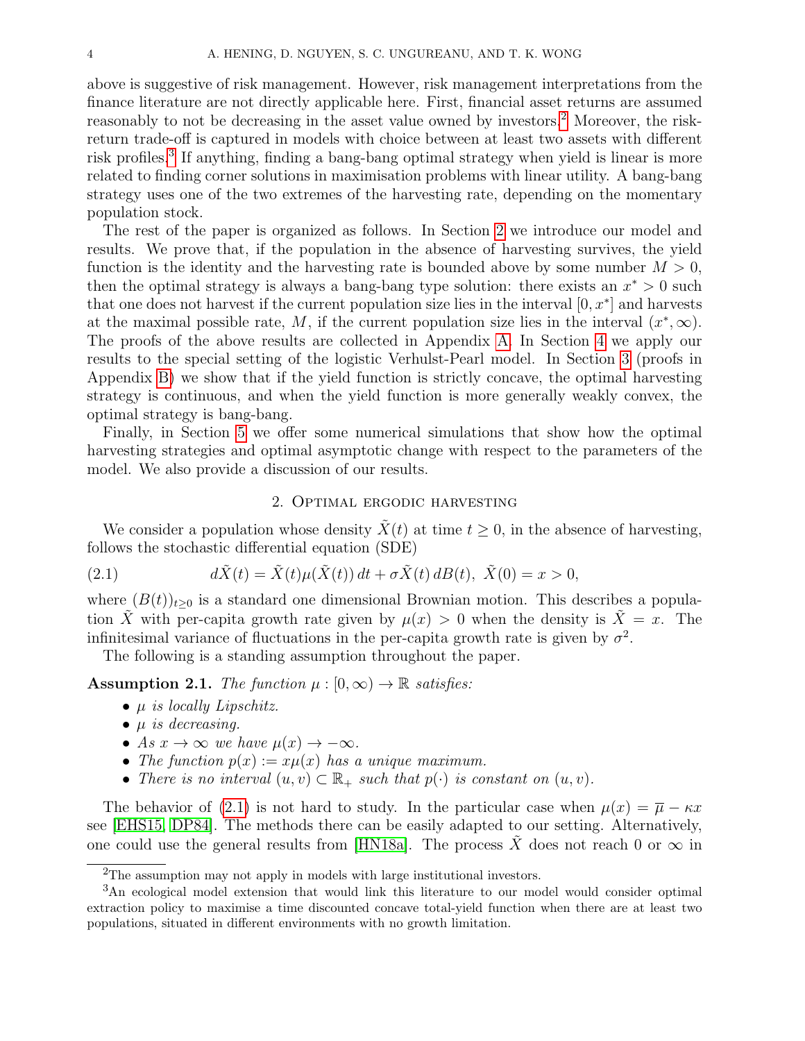above is suggestive of risk management. However, risk management interpretations from the finance literature are not directly applicable here. First, financial asset returns are assumed reasonably to not be decreasing in the asset value owned by investors.[2] Moreover, the risk-return trade-off is captured in models with choice between at least two assets with different risk profiles.[3] If anything, finding a bang-bang optimal strategy when yield is linear is more related to finding corner solutions in maximisation problems with linear utility. A bang-bang strategy uses one of the two extremes of the harvesting rate, depending on the momentary population stock.

The rest of the paper is organized as follows. In Section 2 we introduce our model and results. We prove that, if the population in the absence of harvesting survives, the yield function is the identity and the harvesting rate is bounded above by some number $M > 0$, then the optimal strategy is always a bang-bang type solution: there exists an $x^* > 0$ such that one does not harvest if the current population size lies in the interval $[0, x^*]$ and harvests at the maximal possible rate, $M$, if the current population size lies in the interval $(x^*, \infty)$. The proofs of the above results are collected in Appendix A. In Section 4 we apply our results to the special setting of the logistic Verhulst-Pearl model. In Section 3 (proofs in Appendix B) we show that if the yield function is strictly concave, the optimal harvesting strategy is continuous, and when the yield function is more generally weakly convex, the optimal strategy is bang-bang.

Finally, in Section 5 we offer some numerical simulations that show how the optimal harvesting strategies and optimal asymptotic change with respect to the parameters of the model. We also provide a discussion of our results.

## 2. Optimal ergodic harvesting

We consider a population whose density $\tilde{X}(t)$ at time $t \geq 0$, in the absence of harvesting, follows the stochastic differential equation (SDE)

$$d\tilde{X}(t) = \tilde{X}(t)\mu(\tilde{X}(t))\,dt + \sigma\tilde{X}(t)\,dB(t),\ \tilde{X}(0) = x > 0, \tag{2.1}$$

where $(B(t))_{t\geq 0}$ is a standard one dimensional Brownian motion. This describes a population $\tilde{X}$ with per-capita growth rate given by $\mu(x) > 0$ when the density is $\tilde{X} = x$. The infinitesimal variance of fluctuations in the per-capita growth rate is given by $\sigma^2$.

The following is a standing assumption throughout the paper.

**Assumption 2.1.** *The function $\mu : [0, \infty) \to \mathbb{R}$ satisfies:*

- *$\mu$ is locally Lipschitz.*
- *$\mu$ is decreasing.*
- *As $x \to \infty$ we have $\mu(x) \to -\infty$.*
- *The function $p(x) := x\mu(x)$ has a unique maximum.*
- *There is no interval $(u, v) \subset \mathbb{R}_+$ such that $p(\cdot)$ is constant on $(u, v)$.*

The behavior of (2.1) is not hard to study. In the particular case when $\mu(x) = \overline{\mu} - \kappa x$ see [EHS15, DP84]. The methods there can be easily adapted to our setting. Alternatively, one could use the general results from [HN18a]. The process $\tilde{X}$ does not reach 0 or $\infty$ in

[2] The assumption may not apply in models with large institutional investors.

[3] An ecological model extension that would link this literature to our model would consider optimal extraction policy to maximise a time discounted concave total-yield function when there are at least two populations, situated in different environments with no growth limitation.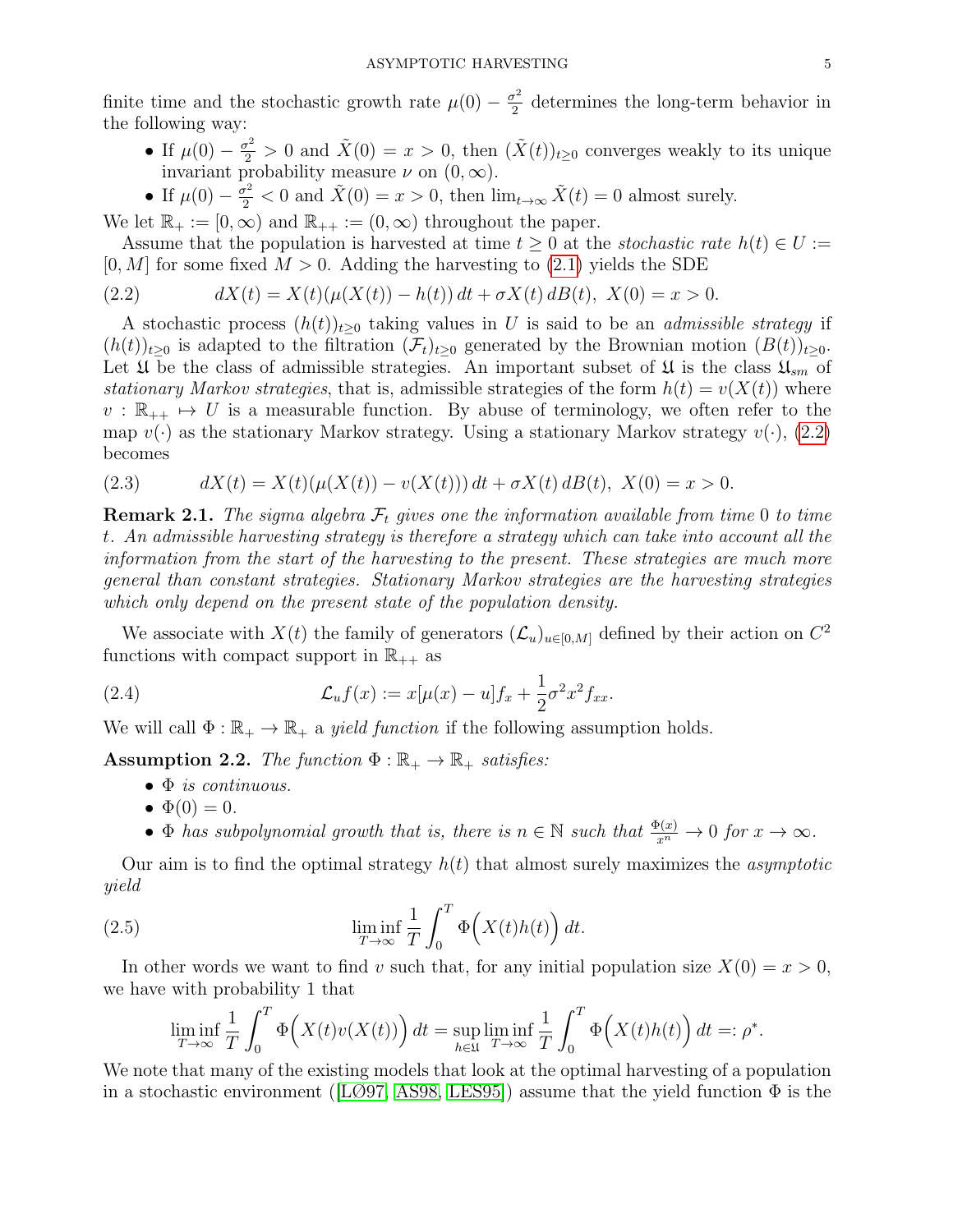finite time and the stochastic growth rate $\mu(0) - \frac{\sigma^2}{2}$ determines the long-term behavior in the following way:

- If $\mu(0) - \frac{\sigma^2}{2} > 0$ and $\tilde{X}(0) = x > 0$, then $(\tilde{X}(t))_{t\geq 0}$ converges weakly to its unique invariant probability measure $\nu$ on $(0, \infty)$.
- If $\mu(0) - \frac{\sigma^2}{2} < 0$ and $\tilde{X}(0) = x > 0$, then $\lim_{t\to\infty} \tilde{X}(t) = 0$ almost surely.

We let $\mathbb{R}_+ := [0, \infty)$ and $\mathbb{R}_{++} := (0, \infty)$ throughout the paper.

Assume that the population is harvested at time $t \geq 0$ at the *stochastic rate* $h(t) \in U := [0, M]$ for some fixed $M > 0$. Adding the harvesting to (2.1) yields the SDE

$$dX(t) = X(t)(\mu(X(t)) - h(t))\, dt + \sigma X(t)\, dB(t),\ X(0) = x > 0. \tag{2.2}$$

A stochastic process $(h(t))_{t\geq 0}$ taking values in $U$ is said to be an *admissible strategy* if $(h(t))_{t\geq 0}$ is adapted to the filtration $(\mathcal{F}_t)_{t\geq 0}$ generated by the Brownian motion $(B(t))_{t\geq 0}$. Let $\mathfrak{U}$ be the class of admissible strategies. An important subset of $\mathfrak{U}$ is the class $\mathfrak{U}_{sm}$ of *stationary Markov strategies*, that is, admissible strategies of the form $h(t) = v(X(t))$ where $v : \mathbb{R}_{++} \mapsto U$ is a measurable function. By abuse of terminology, we often refer to the map $v(\cdot)$ as the stationary Markov strategy. Using a stationary Markov strategy $v(\cdot)$, (2.2) becomes

$$dX(t) = X(t)(\mu(X(t)) - v(X(t)))\, dt + \sigma X(t)\, dB(t),\ X(0) = x > 0. \tag{2.3}$$

**Remark 2.1.** *The sigma algebra $\mathcal{F}_t$ gives one the information available from time 0 to time $t$. An admissible harvesting strategy is therefore a strategy which can take into account all the information from the start of the harvesting to the present. These strategies are much more general than constant strategies. Stationary Markov strategies are the harvesting strategies which only depend on the present state of the population density.*

We associate with $X(t)$ the family of generators $(\mathcal{L}_u)_{u\in[0,M]}$ defined by their action on $C^2$ functions with compact support in $\mathbb{R}_{++}$ as

$$\mathcal{L}_u f(x) := x[\mu(x) - u]f_x + \frac{1}{2}\sigma^2 x^2 f_{xx}. \tag{2.4}$$

We will call $\Phi : \mathbb{R}_+ \to \mathbb{R}_+$ a *yield function* if the following assumption holds.

**Assumption 2.2.** *The function $\Phi : \mathbb{R}_+ \to \mathbb{R}_+$ satisfies:*

- *$\Phi$ is continuous.*
- *$\Phi(0) = 0$.*
- *$\Phi$ has subpolynomial growth that is, there is $n \in \mathbb{N}$ such that $\frac{\Phi(x)}{x^n} \to 0$ for $x \to \infty$.*

Our aim is to find the optimal strategy $h(t)$ that almost surely maximizes the *asymptotic yield*

$$\liminf_{T\to\infty} \frac{1}{T} \int_0^T \Phi\Big(X(t)h(t)\Big)\, dt. \tag{2.5}$$

In other words we want to find $v$ such that, for any initial population size $X(0) = x > 0$, we have with probability 1 that

$$\liminf_{T\to\infty} \frac{1}{T} \int_0^T \Phi\Big(X(t)v(X(t))\Big)\, dt = \sup_{h\in\mathfrak{U}} \liminf_{T\to\infty} \frac{1}{T} \int_0^T \Phi\Big(X(t)h(t)\Big)\, dt =: \rho^*.$$

We note that many of the existing models that look at the optimal harvesting of a population in a stochastic environment ([LØ97, AS98, LES95]) assume that the yield function $\Phi$ is the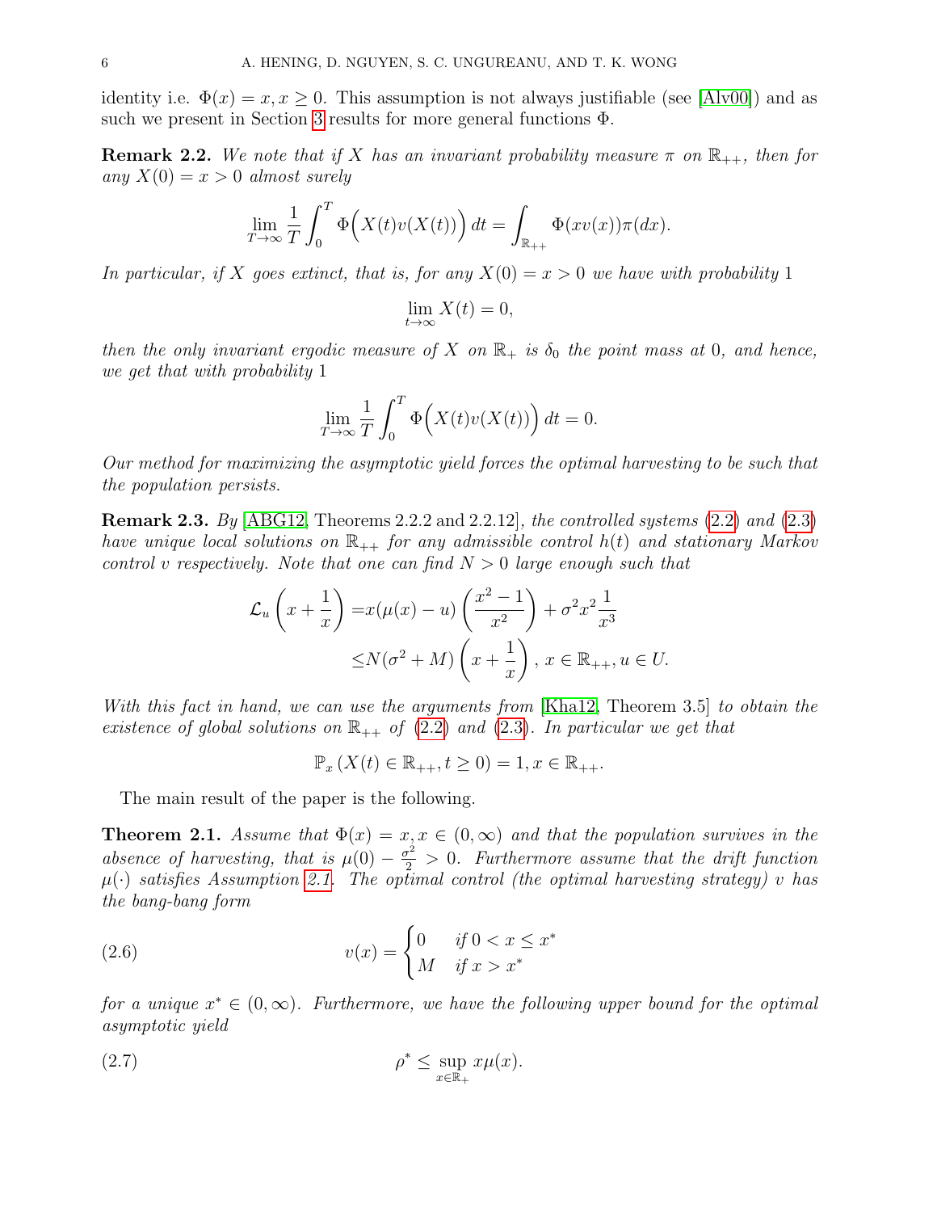identity i.e. $\Phi(x) = x, x \geq 0$. This assumption is not always justifiable (see [Alv00]) and as such we present in Section 3 results for more general functions $\Phi$.

**Remark 2.2.** *We note that if $X$ has an invariant probability measure $\pi$ on $\mathbb{R}_{++}$, then for any $X(0) = x > 0$ almost surely*

$$\lim_{T\to\infty} \frac{1}{T}\int_0^T \Phi\Big(X(t)v(X(t))\Big)\, dt = \int_{\mathbb{R}_{++}} \Phi(xv(x))\pi(dx).$$

*In particular, if $X$ goes extinct, that is, for any $X(0) = x > 0$ we have with probability 1*

$$\lim_{t\to\infty} X(t) = 0,$$

*then the only invariant ergodic measure of $X$ on $\mathbb{R}_+$ is $\delta_0$ the point mass at 0, and hence, we get that with probability 1*

$$\lim_{T\to\infty} \frac{1}{T}\int_0^T \Phi\Big(X(t)v(X(t))\Big)\, dt = 0.$$

*Our method for maximizing the asymptotic yield forces the optimal harvesting to be such that the population persists.*

**Remark 2.3.** *By [ABG12, Theorems 2.2.2 and 2.2.12], the controlled systems (2.2) and (2.3) have unique local solutions on $\mathbb{R}_{++}$ for any admissible control $h(t)$ and stationary Markov control $v$ respectively. Note that one can find $N > 0$ large enough such that*

$$\begin{aligned}
\mathcal{L}_u\left(x + \frac{1}{x}\right) =& x(\mu(x) - u)\left(\frac{x^2-1}{x^2}\right) + \sigma^2 x^2 \frac{1}{x^3} \\
\leq& N(\sigma^2 + M)\left(x + \frac{1}{x}\right),\ x \in \mathbb{R}_{++}, u \in U.
\end{aligned}$$

*With this fact in hand, we can use the arguments from [Kha12, Theorem 3.5] to obtain the existence of global solutions on $\mathbb{R}_{++}$ of (2.2) and (2.3). In particular we get that*

$$\mathbb{P}_x\left(X(t) \in \mathbb{R}_{++}, t \geq 0\right) = 1, x \in \mathbb{R}_{++}.$$

The main result of the paper is the following.

**Theorem 2.1.** *Assume that $\Phi(x) = x, x \in (0,\infty)$ and that the population survives in the absence of harvesting, that is $\mu(0) - \frac{\sigma^2}{2} > 0$. Furthermore assume that the drift function $\mu(\cdot)$ satisfies Assumption 2.1. The optimal control (the optimal harvesting strategy) $v$ has the bang-bang form*

$$v(x) = \begin{cases} 0 & \text{if } 0 < x \leq x^* \\ M & \text{if } x > x^* \end{cases} \tag{2.6}$$

*for a unique $x^* \in (0,\infty)$. Furthermore, we have the following upper bound for the optimal asymptotic yield*

$$\rho^* \leq \sup_{x\in\mathbb{R}_+} x\mu(x). \tag{2.7}$$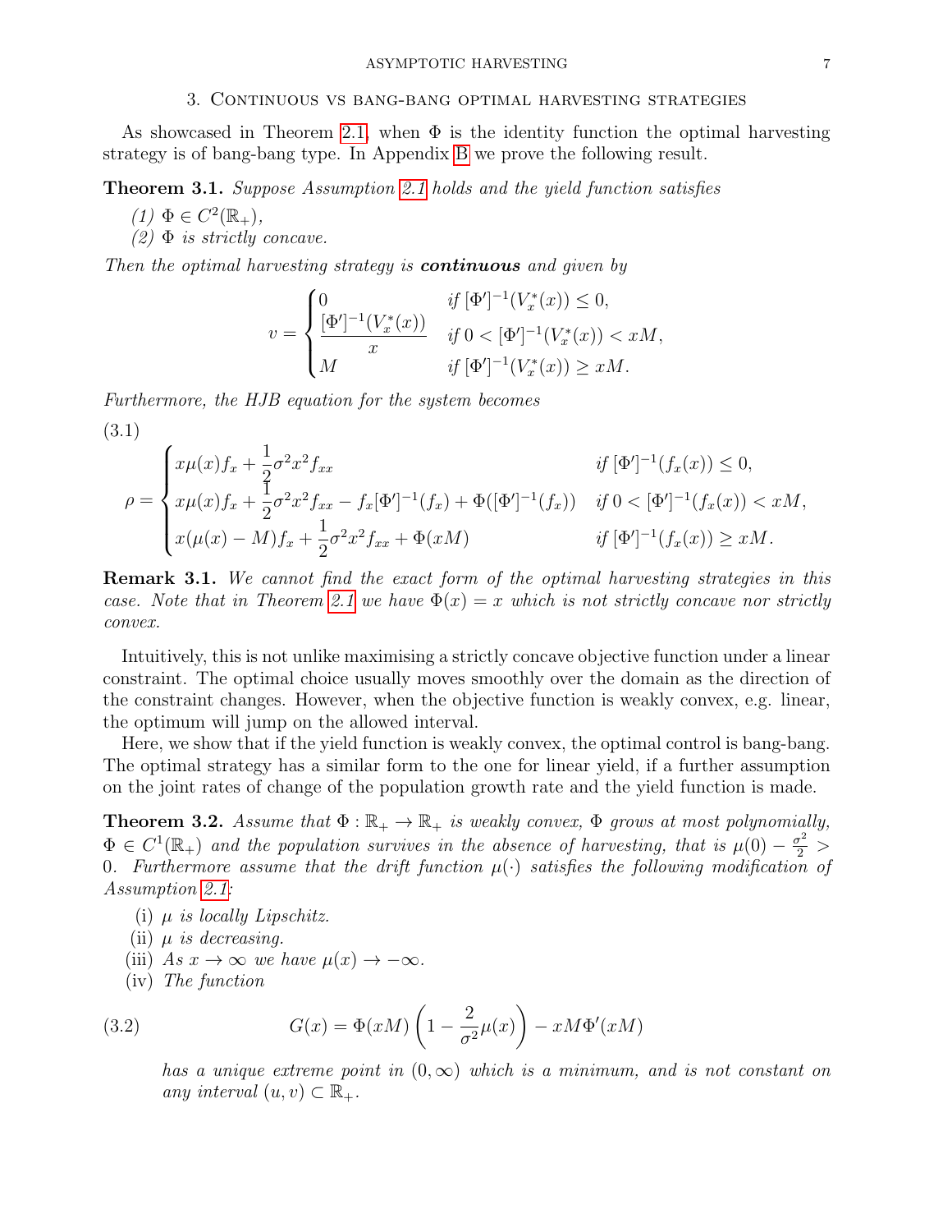## 3. Continuous vs bang-bang optimal harvesting strategies

As showcased in Theorem 2.1, when $\Phi$ is the identity function the optimal harvesting strategy is of bang-bang type. In Appendix B we prove the following result.

**Theorem 3.1.** *Suppose Assumption 2.1 holds and the yield function satisfies*

*(1)* $\Phi \in C^2(\mathbb{R}_+)$,

*(2)* $\Phi$ *is strictly concave.*

*Then the optimal harvesting strategy is* ***continuous*** *and given by*

$$v = \begin{cases} 0 & \text{if } [\Phi']^{-1}(V_x^*(x)) \leq 0, \\ \dfrac{[\Phi']^{-1}(V_x^*(x))}{x} & \text{if } 0 < [\Phi']^{-1}(V_x^*(x)) < xM, \\ M & \text{if } [\Phi']^{-1}(V_x^*(x)) \geq xM. \end{cases}$$

*Furthermore, the HJB equation for the system becomes*

$$\rho = \begin{cases} x\mu(x)f_x + \dfrac{1}{2}\sigma^2 x^2 f_{xx} & \text{if } [\Phi']^{-1}(f_x(x)) \leq 0, \\ x\mu(x)f_x + \dfrac{1}{2}\sigma^2 x^2 f_{xx} - f_x[\Phi']^{-1}(f_x) + \Phi([\Phi']^{-1}(f_x)) & \text{if } 0 < [\Phi']^{-1}(f_x(x)) < xM, \\ x(\mu(x) - M)f_x + \dfrac{1}{2}\sigma^2 x^2 f_{xx} + \Phi(xM) & \text{if } [\Phi']^{-1}(f_x(x)) \geq xM. \end{cases} \tag{3.1}$$

**Remark 3.1.** *We cannot find the exact form of the optimal harvesting strategies in this case. Note that in Theorem 2.1 we have $\Phi(x) = x$ which is not strictly concave nor strictly convex.*

Intuitively, this is not unlike maximising a strictly concave objective function under a linear constraint. The optimal choice usually moves smoothly over the domain as the direction of the constraint changes. However, when the objective function is weakly convex, e.g. linear, the optimum will jump on the allowed interval.

Here, we show that if the yield function is weakly convex, the optimal control is bang-bang. The optimal strategy has a similar form to the one for linear yield, if a further assumption on the joint rates of change of the population growth rate and the yield function is made.

**Theorem 3.2.** *Assume that $\Phi : \mathbb{R}_+ \to \mathbb{R}_+$ is weakly convex, $\Phi$ grows at most polynomially, $\Phi \in C^1(\mathbb{R}_+)$ and the population survives in the absence of harvesting, that is $\mu(0) - \frac{\sigma^2}{2} > 0$. Furthermore assume that the drift function $\mu(\cdot)$ satisfies the following modification of Assumption 2.1:*

(i) $\mu$ *is locally Lipschitz.*

(ii) $\mu$ *is decreasing.*

(iii) *As $x \to \infty$ we have $\mu(x) \to -\infty$.*

(iv) *The function*

$$G(x) = \Phi(xM)\left(1 - \frac{2}{\sigma^2}\mu(x)\right) - xM\Phi'(xM) \tag{3.2}$$

*has a unique extreme point in $(0, \infty)$ which is a minimum, and is not constant on any interval $(u, v) \subset \mathbb{R}_+$.*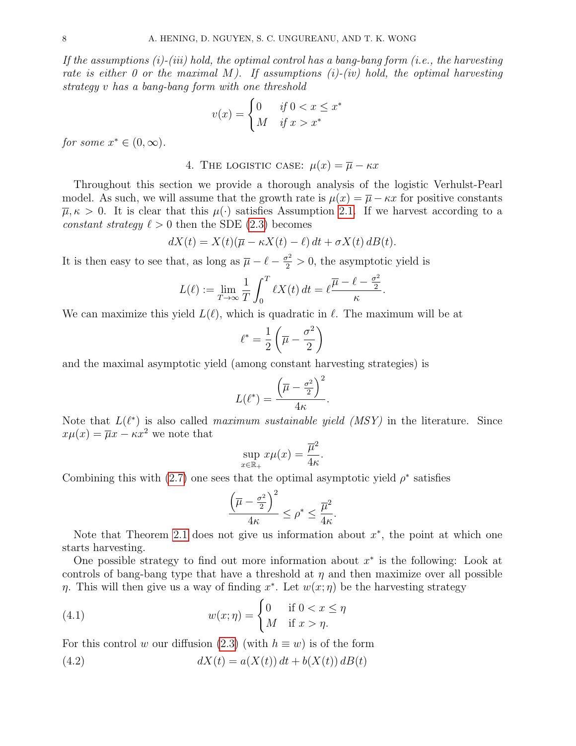*If the assumptions (i)-(iii) hold, the optimal control has a bang-bang form (i.e., the harvesting rate is either 0 or the maximal $M$). If assumptions (i)-(iv) hold, the optimal harvesting strategy $v$ has a bang-bang form with one threshold*

$$v(x) = \begin{cases} 0 & \text{if } 0 < x \le x^* \\ M & \text{if } x > x^* \end{cases}$$

*for some $x^* \in (0, \infty)$.*

## 4. The logistic case: $\mu(x) = \overline{\mu} - \kappa x$

Throughout this section we provide a thorough analysis of the logistic Verhulst-Pearl model. As such, we will assume that the growth rate is $\mu(x) = \overline{\mu} - \kappa x$ for positive constants $\overline{\mu}, \kappa > 0$. It is clear that this $\mu(\cdot)$ satisfies Assumption 2.1. If we harvest according to a *constant strategy* $\ell > 0$ then the SDE (2.3) becomes

$$dX(t) = X(t)(\overline{\mu} - \kappa X(t) - \ell)\, dt + \sigma X(t)\, dB(t).$$

It is then easy to see that, as long as $\overline{\mu} - \ell - \frac{\sigma^2}{2} > 0$, the asymptotic yield is

$$L(\ell) := \lim_{T\to\infty} \frac{1}{T} \int_0^T \ell X(t)\, dt = \ell \frac{\overline{\mu} - \ell - \frac{\sigma^2}{2}}{\kappa}.$$

We can maximize this yield $L(\ell)$, which is quadratic in $\ell$. The maximum will be at

$$\ell^* = \frac{1}{2}\left(\overline{\mu} - \frac{\sigma^2}{2}\right)$$

and the maximal asymptotic yield (among constant harvesting strategies) is

$$L(\ell^*) = \frac{\left(\overline{\mu} - \frac{\sigma^2}{2}\right)^2}{4\kappa}.$$

Note that $L(\ell^*)$ is also called *maximum sustainable yield (MSY)* in the literature. Since $x\mu(x) = \overline{\mu}x - \kappa x^2$ we note that

$$\sup_{x\in\mathbb{R}_+} x\mu(x) = \frac{\overline{\mu}^2}{4\kappa}.$$

Combining this with (2.7) one sees that the optimal asymptotic yield $\rho^*$ satisfies

$$\frac{\left(\overline{\mu} - \frac{\sigma^2}{2}\right)^2}{4\kappa} \le \rho^* \le \frac{\overline{\mu}^2}{4\kappa}.$$

Note that Theorem 2.1 does not give us information about $x^*$, the point at which one starts harvesting.

One possible strategy to find out more information about $x^*$ is the following: Look at controls of bang-bang type that have a threshold at $\eta$ and then maximize over all possible $\eta$. This will then give us a way of finding $x^*$. Let $w(x;\eta)$ be the harvesting strategy

$$w(x;\eta) = \begin{cases} 0 & \text{if } 0 < x \le \eta \\ M & \text{if } x > \eta. \end{cases} \tag{4.1}$$

For this control $w$ our diffusion (2.3) (with $h \equiv w$) is of the form

$$dX(t) = a(X(t))\, dt + b(X(t))\, dB(t) \tag{4.2}$$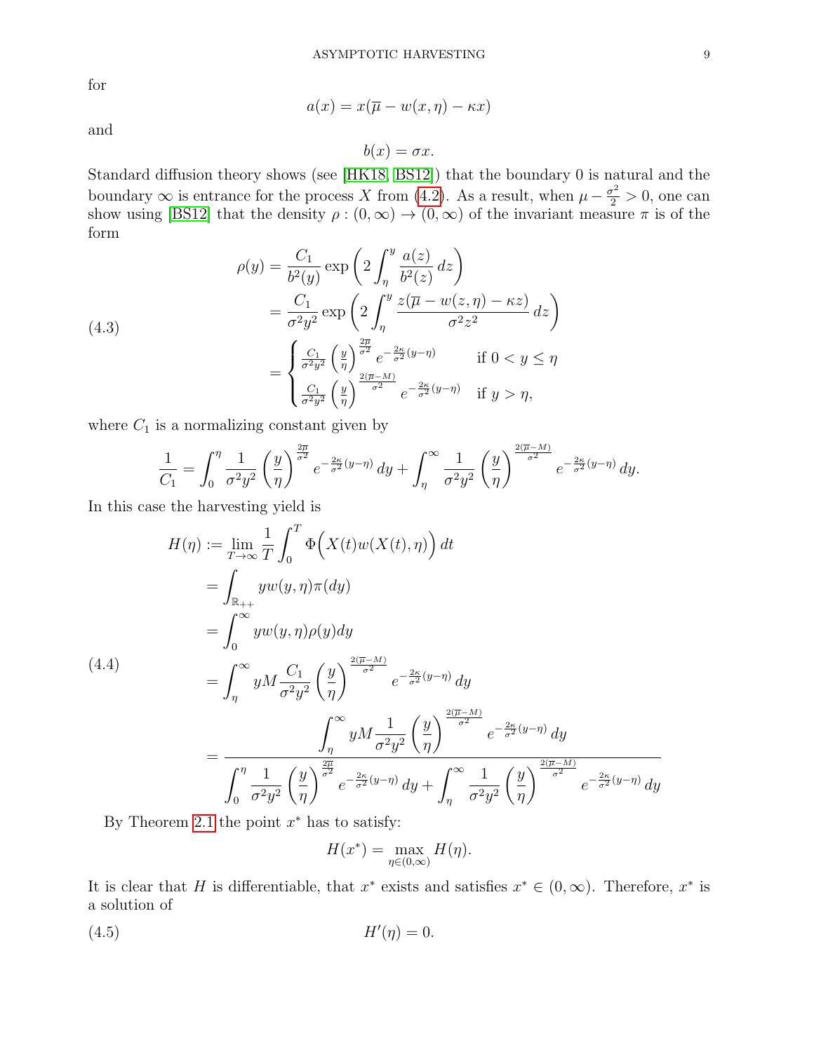for

$$a(x) = x(\overline{\mu} - w(x, \eta) - \kappa x)$$

and

$$b(x) = \sigma x.$$

Standard diffusion theory shows (see [HK18, BS12]) that the boundary 0 is natural and the boundary $\infty$ is entrance for the process $X$ from (4.2). As a result, when $\mu - \frac{\sigma^2}{2} > 0$, one can show using [BS12] that the density $\rho : (0, \infty) \to (0, \infty)$ of the invariant measure $\pi$ is of the form

$$
\begin{aligned}
\rho(y) &= \frac{C_1}{b^2(y)} \exp\left(2\int_\eta^y \frac{a(z)}{b^2(z)}\,dz\right) \\
&= \frac{C_1}{\sigma^2 y^2} \exp\left(2\int_\eta^y \frac{z(\overline{\mu} - w(z,\eta) - \kappa z)}{\sigma^2 z^2}\,dz\right) \\
&= \begin{cases} \frac{C_1}{\sigma^2 y^2}\left(\frac{y}{\eta}\right)^{\frac{2\overline{\mu}}{\sigma^2}} e^{-\frac{2\kappa}{\sigma^2}(y-\eta)} & \text{if } 0 < y \le \eta \\ \frac{C_1}{\sigma^2 y^2}\left(\frac{y}{\eta}\right)^{\frac{2(\overline{\mu}-M)}{\sigma^2}} e^{-\frac{2\kappa}{\sigma^2}(y-\eta)} & \text{if } y > \eta, \end{cases}
\end{aligned}
\tag{4.3}
$$

where $C_1$ is a normalizing constant given by

$$\frac{1}{C_1} = \int_0^\eta \frac{1}{\sigma^2 y^2}\left(\frac{y}{\eta}\right)^{\frac{2\overline{\mu}}{\sigma^2}} e^{-\frac{2\kappa}{\sigma^2}(y-\eta)}\,dy + \int_\eta^\infty \frac{1}{\sigma^2 y^2}\left(\frac{y}{\eta}\right)^{\frac{2(\overline{\mu}-M)}{\sigma^2}} e^{-\frac{2\kappa}{\sigma^2}(y-\eta)}\,dy.$$

In this case the harvesting yield is

$$
\begin{aligned}
H(\eta) &:= \lim_{T\to\infty} \frac{1}{T}\int_0^T \Phi\Big(X(t)w(X(t),\eta)\Big)\,dt \\
&= \int_{\mathbb{R}_{++}} y w(y,\eta)\pi(dy) \\
&= \int_0^\infty y w(y,\eta)\rho(y)dy \\
&= \int_\eta^\infty yM\frac{C_1}{\sigma^2 y^2}\left(\frac{y}{\eta}\right)^{\frac{2(\overline{\mu}-M)}{\sigma^2}} e^{-\frac{2\kappa}{\sigma^2}(y-\eta)}\,dy \\
&= \frac{\displaystyle\int_\eta^\infty yM\frac{1}{\sigma^2 y^2}\left(\frac{y}{\eta}\right)^{\frac{2(\overline{\mu}-M)}{\sigma^2}} e^{-\frac{2\kappa}{\sigma^2}(y-\eta)}\,dy}{\displaystyle\int_0^\eta \frac{1}{\sigma^2 y^2}\left(\frac{y}{\eta}\right)^{\frac{2\overline{\mu}}{\sigma^2}} e^{-\frac{2\kappa}{\sigma^2}(y-\eta)}\,dy + \int_\eta^\infty \frac{1}{\sigma^2 y^2}\left(\frac{y}{\eta}\right)^{\frac{2(\overline{\mu}-M)}{\sigma^2}} e^{-\frac{2\kappa}{\sigma^2}(y-\eta)}\,dy}
\end{aligned}
\tag{4.4}
$$

By Theorem 2.1 the point $x^*$ has to satisfy:

$$H(x^*) = \max_{\eta\in(0,\infty)} H(\eta).$$

It is clear that $H$ is differentiable, that $x^*$ exists and satisfies $x^* \in (0, \infty)$. Therefore, $x^*$ is a solution of

$$H'(\eta) = 0. \tag{4.5}$$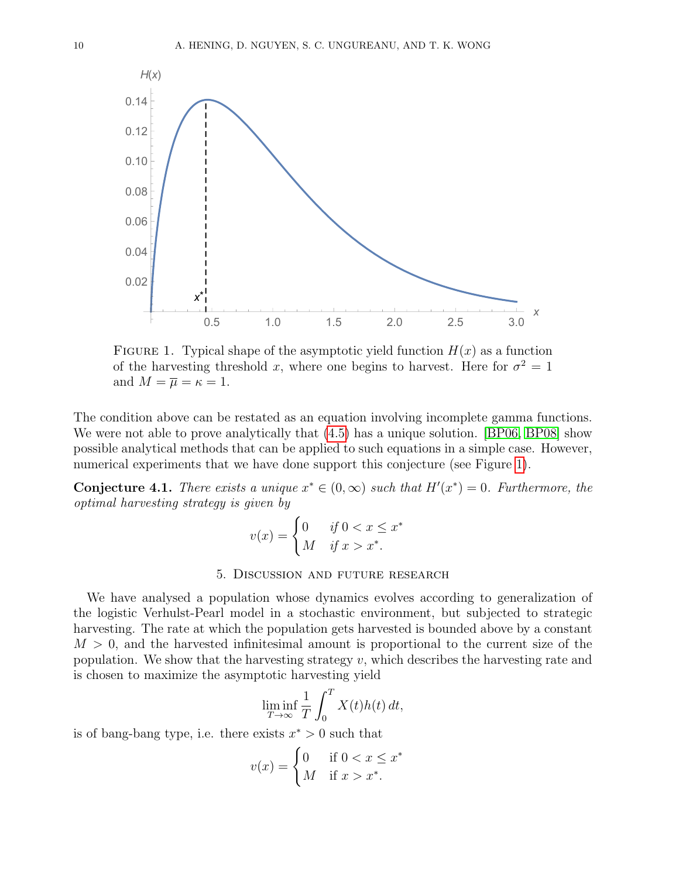FIGURE 1. Typical shape of the asymptotic yield function $H(x)$ as a function of the harvesting threshold $x$, where one begins to harvest. Here for $\sigma^2 = 1$ and $M = \overline{\mu} = \kappa = 1$.

The condition above can be restated as an equation involving incomplete gamma functions. We were not able to prove analytically that (4.5) has a unique solution. [BP06, BP08] show possible analytical methods that can be applied to such equations in a simple case. However, numerical experiments that we have done support this conjecture (see Figure 1).

**Conjecture 4.1.** *There exists a unique $x^* \in (0, \infty)$ such that $H'(x^*) = 0$. Furthermore, the optimal harvesting strategy is given by*

$$v(x) = \begin{cases} 0 & \text{if } 0 < x \leq x^* \\ M & \text{if } x > x^*. \end{cases}$$

## 5. Discussion and future research

We have analysed a population whose dynamics evolves according to generalization of the logistic Verhulst-Pearl model in a stochastic environment, but subjected to strategic harvesting. The rate at which the population gets harvested is bounded above by a constant $M > 0$, and the harvested infinitesimal amount is proportional to the current size of the population. We show that the harvesting strategy $v$, which describes the harvesting rate and is chosen to maximize the asymptotic harvesting yield

$$\liminf_{T \to \infty} \frac{1}{T} \int_0^T X(t)h(t)\, dt,$$

is of bang-bang type, i.e. there exists $x^* > 0$ such that

$$v(x) = \begin{cases} 0 & \text{if } 0 < x \leq x^* \\ M & \text{if } x > x^*. \end{cases}$$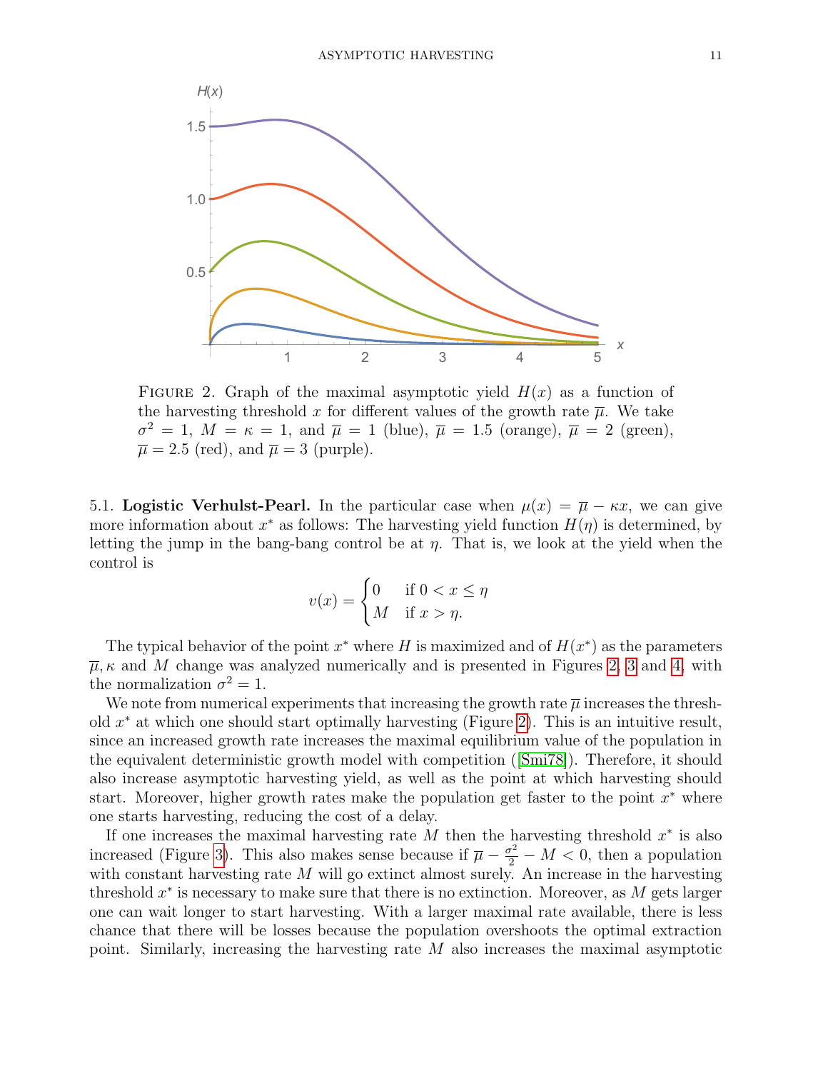FIGURE 2. Graph of the maximal asymptotic yield $H(x)$ as a function of the harvesting threshold $x$ for different values of the growth rate $\overline{\mu}$. We take $\sigma^2 = 1$, $M = \kappa = 1$, and $\overline{\mu} = 1$ (blue), $\overline{\mu} = 1.5$ (orange), $\overline{\mu} = 2$ (green), $\overline{\mu} = 2.5$ (red), and $\overline{\mu} = 3$ (purple).

5.1. **Logistic Verhulst-Pearl.** In the particular case when $\mu(x) = \overline{\mu} - \kappa x$, we can give more information about $x^*$ as follows: The harvesting yield function $H(\eta)$ is determined, by letting the jump in the bang-bang control be at $\eta$. That is, we look at the yield when the control is

$$v(x) = \begin{cases} 0 & \text{if } 0 < x \leq \eta \\ M & \text{if } x > \eta. \end{cases}$$

The typical behavior of the point $x^*$ where $H$ is maximized and of $H(x^*)$ as the parameters $\overline{\mu}, \kappa$ and $M$ change was analyzed numerically and is presented in Figures 2, 3 and 4, with the normalization $\sigma^2 = 1$.

We note from numerical experiments that increasing the growth rate $\overline{\mu}$ increases the threshold $x^*$ at which one should start optimally harvesting (Figure 2). This is an intuitive result, since an increased growth rate increases the maximal equilibrium value of the population in the equivalent deterministic growth model with competition ([Smi78]). Therefore, it should also increase asymptotic harvesting yield, as well as the point at which harvesting should start. Moreover, higher growth rates make the population get faster to the point $x^*$ where one starts harvesting, reducing the cost of a delay.

If one increases the maximal harvesting rate $M$ then the harvesting threshold $x^*$ is also increased (Figure 3). This also makes sense because if $\overline{\mu} - \frac{\sigma^2}{2} - M < 0$, then a population with constant harvesting rate $M$ will go extinct almost surely. An increase in the harvesting threshold $x^*$ is necessary to make sure that there is no extinction. Moreover, as $M$ gets larger one can wait longer to start harvesting. With a larger maximal rate available, there is less chance that there will be losses because the population overshoots the optimal extraction point. Similarly, increasing the harvesting rate $M$ also increases the maximal asymptotic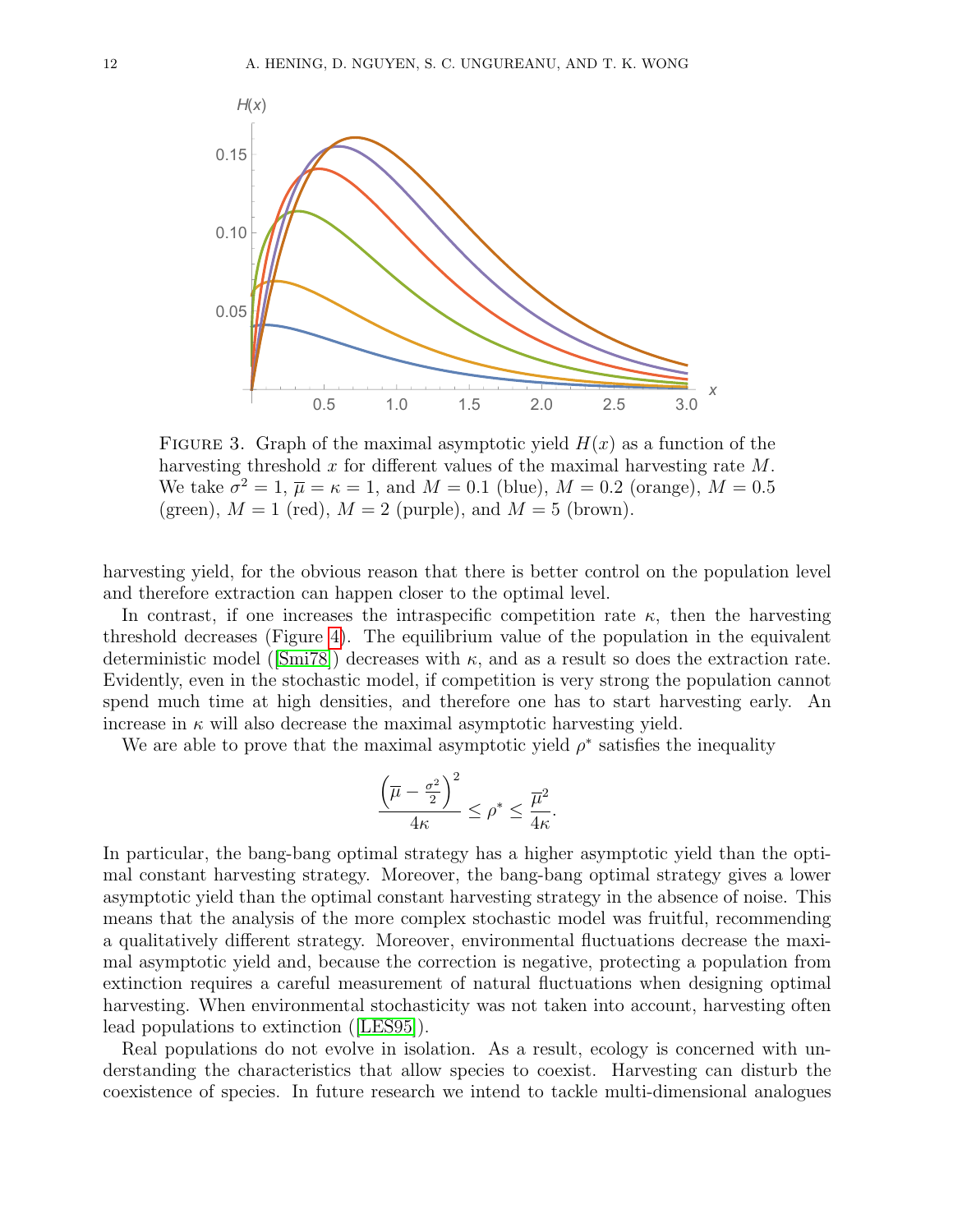FIGURE 3. Graph of the maximal asymptotic yield $H(x)$ as a function of the harvesting threshold $x$ for different values of the maximal harvesting rate $M$. We take $\sigma^2 = 1$, $\overline{\mu} = \kappa = 1$, and $M = 0.1$ (blue), $M = 0.2$ (orange), $M = 0.5$ (green), $M = 1$ (red), $M = 2$ (purple), and $M = 5$ (brown).

harvesting yield, for the obvious reason that there is better control on the population level and therefore extraction can happen closer to the optimal level.

In contrast, if one increases the intraspecific competition rate $\kappa$, then the harvesting threshold decreases (Figure 4). The equilibrium value of the population in the equivalent deterministic model ([Smi78]) decreases with $\kappa$, and as a result so does the extraction rate. Evidently, even in the stochastic model, if competition is very strong the population cannot spend much time at high densities, and therefore one has to start harvesting early. An increase in $\kappa$ will also decrease the maximal asymptotic harvesting yield.

We are able to prove that the maximal asymptotic yield $\rho^*$ satisfies the inequality

$$\frac{\left(\overline{\mu} - \frac{\sigma^2}{2}\right)^2}{4\kappa} \leq \rho^* \leq \frac{\overline{\mu}^2}{4\kappa}.$$

In particular, the bang-bang optimal strategy has a higher asymptotic yield than the optimal constant harvesting strategy. Moreover, the bang-bang optimal strategy gives a lower asymptotic yield than the optimal constant harvesting strategy in the absence of noise. This means that the analysis of the more complex stochastic model was fruitful, recommending a qualitatively different strategy. Moreover, environmental fluctuations decrease the maximal asymptotic yield and, because the correction is negative, protecting a population from extinction requires a careful measurement of natural fluctuations when designing optimal harvesting. When environmental stochasticity was not taken into account, harvesting often lead populations to extinction ([LES95]).

Real populations do not evolve in isolation. As a result, ecology is concerned with understanding the characteristics that allow species to coexist. Harvesting can disturb the coexistence of species. In future research we intend to tackle multi-dimensional analogues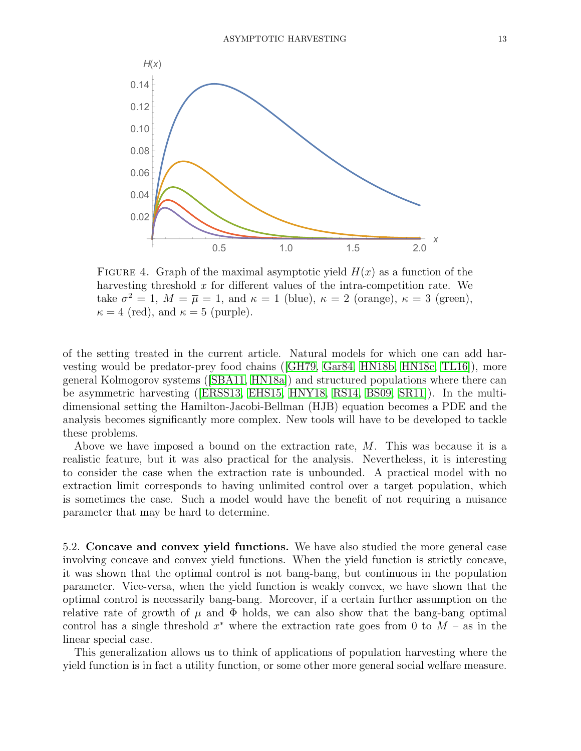FIGURE 4. Graph of the maximal asymptotic yield $H(x)$ as a function of the harvesting threshold $x$ for different values of the intra-competition rate. We take $\sigma^2 = 1$, $M = \overline{\mu} = 1$, and $\kappa = 1$ (blue), $\kappa = 2$ (orange), $\kappa = 3$ (green), $\kappa = 4$ (red), and $\kappa = 5$ (purple).

of the setting treated in the current article. Natural models for which one can add harvesting would be predator-prey food chains ([GH79, Gar84, HN18b, HN18c, TL16]), more general Kolmogorov systems ([SBA11, HN18a]) and structured populations where there can be asymmetric harvesting ([ERSS13, EHS15, HNY18, RS14, BS09, SR11]). In the multi-dimensional setting the Hamilton-Jacobi-Bellman (HJB) equation becomes a PDE and the analysis becomes significantly more complex. New tools will have to be developed to tackle these problems.

Above we have imposed a bound on the extraction rate, $M$. This was because it is a realistic feature, but it was also practical for the analysis. Nevertheless, it is interesting to consider the case when the extraction rate is unbounded. A practical model with no extraction limit corresponds to having unlimited control over a target population, which is sometimes the case. Such a model would have the benefit of not requiring a nuisance parameter that may be hard to determine.

5.2. **Concave and convex yield functions.** We have also studied the more general case involving concave and convex yield functions. When the yield function is strictly concave, it was shown that the optimal control is not bang-bang, but continuous in the population parameter. Vice-versa, when the yield function is weakly convex, we have shown that the optimal control is necessarily bang-bang. Moreover, if a certain further assumption on the relative rate of growth of $\mu$ and $\Phi$ holds, we can also show that the bang-bang optimal control has a single threshold $x^*$ where the extraction rate goes from 0 to $M$ – as in the linear special case.

This generalization allows us to think of applications of population harvesting where the yield function is in fact a utility function, or some other more general social welfare measure.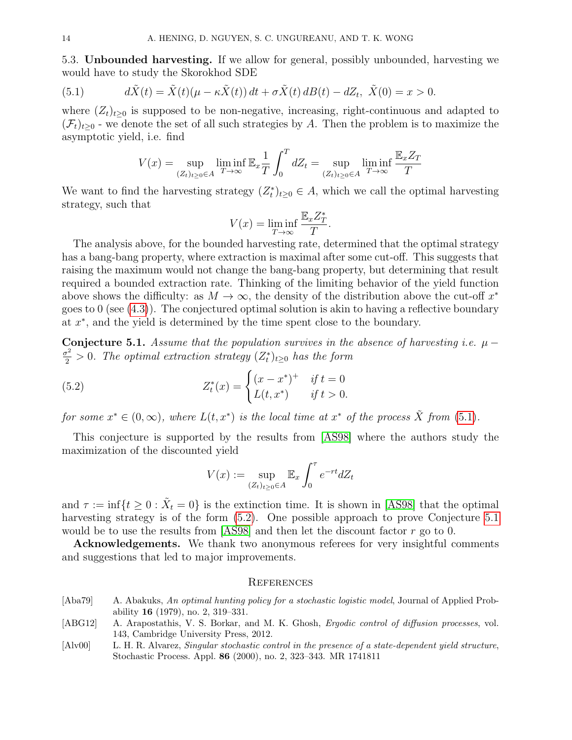## 5.3. Unbounded harvesting.

If we allow for general, possibly unbounded, harvesting we would have to study the Skorokhod SDE

$$d\tilde{X}(t) = \tilde{X}(t)(\mu - \kappa\tilde{X}(t))\,dt + \sigma\tilde{X}(t)\,dB(t) - dZ_t,\ \ \tilde{X}(0) = x > 0. \tag{5.1}$$

where $(Z_t)_{t\geq 0}$ is supposed to be non-negative, increasing, right-continuous and adapted to $(\mathcal{F}_t)_{t\geq 0}$ - we denote the set of all such strategies by $A$. Then the problem is to maximize the asymptotic yield, i.e. find

$$V(x) = \sup_{(Z_t)_{t\geq 0}\in A} \liminf_{T\to\infty} \mathbb{E}_x \frac{1}{T}\int_0^T dZ_t = \sup_{(Z_t)_{t\geq 0}\in A} \liminf_{T\to\infty} \frac{\mathbb{E}_x Z_T}{T}$$

We want to find the harvesting strategy $(Z_t^*)_{t\geq 0} \in A$, which we call the optimal harvesting strategy, such that

$$V(x) = \liminf_{T\to\infty} \frac{\mathbb{E}_x Z_T^*}{T}.$$

The analysis above, for the bounded harvesting rate, determined that the optimal strategy has a bang-bang property, where extraction is maximal after some cut-off. This suggests that raising the maximum would not change the bang-bang property, but determining that result required a bounded extraction rate. Thinking of the limiting behavior of the yield function above shows the difficulty: as $M \to \infty$, the density of the distribution above the cut-off $x^*$ goes to 0 (see (4.3)). The conjectured optimal solution is akin to having a reflective boundary at $x^*$, and the yield is determined by the time spent close to the boundary.

**Conjecture 5.1.** *Assume that the population survives in the absence of harvesting i.e.* $\mu - \frac{\sigma^2}{2} > 0$*. The optimal extraction strategy* $(Z_t^*)_{t\geq 0}$ *has the form*

$$Z_t^*(x) = \begin{cases} (x - x^*)^+ & \text{if } t = 0 \\ L(t, x^*) & \text{if } t > 0. \end{cases} \tag{5.2}$$

*for some* $x^* \in (0, \infty)$*, where* $L(t, x^*)$ *is the local time at* $x^*$ *of the process* $\tilde{X}$ *from* (5.1)*.*

This conjecture is supported by the results from [AS98] where the authors study the maximization of the discounted yield

$$V(x) := \sup_{(Z_t)_{t\geq 0}\in A} \mathbb{E}_x \int_0^\tau e^{-rt} dZ_t$$

and $\tau := \inf\{t \geq 0 : \tilde{X}_t = 0\}$ is the extinction time. It is shown in [AS98] that the optimal harvesting strategy is of the form (5.2). One possible approach to prove Conjecture 5.1 would be to use the results from [AS98] and then let the discount factor $r$ go to 0.

**Acknowledgements.** We thank two anonymous referees for very insightful comments and suggestions that led to major improvements.

## References

[Aba79] A. Abakuks, *An optimal hunting policy for a stochastic logistic model*, Journal of Applied Probability **16** (1979), no. 2, 319–331.

[ABG12] A. Arapostathis, V. S. Borkar, and M. K. Ghosh, *Ergodic control of diffusion processes*, vol. 143, Cambridge University Press, 2012.

[Alv00] L. H. R. Alvarez, *Singular stochastic control in the presence of a state-dependent yield structure*, Stochastic Process. Appl. **86** (2000), no. 2, 323–343. MR 1741811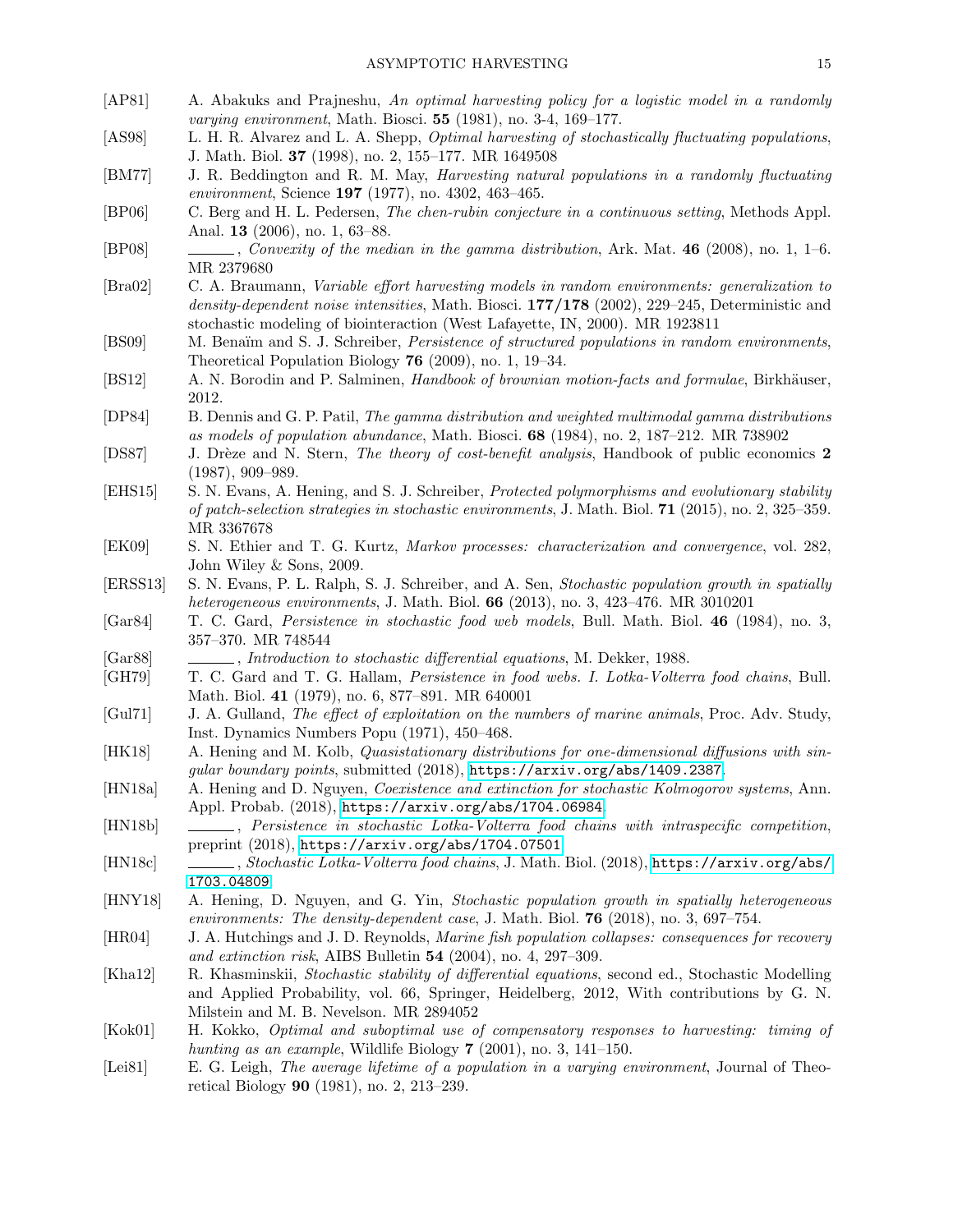[AP81] A. Abakuks and Prajneshu, *An optimal harvesting policy for a logistic model in a randomly varying environment*, Math. Biosci. **55** (1981), no. 3-4, 169–177.

[AS98] L. H. R. Alvarez and L. A. Shepp, *Optimal harvesting of stochastically fluctuating populations*, J. Math. Biol. **37** (1998), no. 2, 155–177. MR 1649508

[BM77] J. R. Beddington and R. M. May, *Harvesting natural populations in a randomly fluctuating environment*, Science **197** (1977), no. 4302, 463–465.

[BP06] C. Berg and H. L. Pedersen, *The chen-rubin conjecture in a continuous setting*, Methods Appl. Anal. **13** (2006), no. 1, 63–88.

[BP08] ______, *Convexity of the median in the gamma distribution*, Ark. Mat. **46** (2008), no. 1, 1–6. MR 2379680

[Bra02] C. A. Braumann, *Variable effort harvesting models in random environments: generalization to density-dependent noise intensities*, Math. Biosci. **177/178** (2002), 229–245, Deterministic and stochastic modeling of biointeraction (West Lafayette, IN, 2000). MR 1923811

[BS09] M. Benaïm and S. J. Schreiber, *Persistence of structured populations in random environments*, Theoretical Population Biology **76** (2009), no. 1, 19–34.

[BS12] A. N. Borodin and P. Salminen, *Handbook of brownian motion-facts and formulae*, Birkhäuser, 2012.

[DP84] B. Dennis and G. P. Patil, *The gamma distribution and weighted multimodal gamma distributions as models of population abundance*, Math. Biosci. **68** (1984), no. 2, 187–212. MR 738902

[DS87] J. Drèze and N. Stern, *The theory of cost-benefit analysis*, Handbook of public economics **2** (1987), 909–989.

[EHS15] S. N. Evans, A. Hening, and S. J. Schreiber, *Protected polymorphisms and evolutionary stability of patch-selection strategies in stochastic environments*, J. Math. Biol. **71** (2015), no. 2, 325–359. MR 3367678

[EK09] S. N. Ethier and T. G. Kurtz, *Markov processes: characterization and convergence*, vol. 282, John Wiley & Sons, 2009.

[ERSS13] S. N. Evans, P. L. Ralph, S. J. Schreiber, and A. Sen, *Stochastic population growth in spatially heterogeneous environments*, J. Math. Biol. **66** (2013), no. 3, 423–476. MR 3010201

[Gar84] T. C. Gard, *Persistence in stochastic food web models*, Bull. Math. Biol. **46** (1984), no. 3, 357–370. MR 748544

[Gar88] ______, *Introduction to stochastic differential equations*, M. Dekker, 1988.

[GH79] T. C. Gard and T. G. Hallam, *Persistence in food webs. I. Lotka-Volterra food chains*, Bull. Math. Biol. **41** (1979), no. 6, 877–891. MR 640001

[Gul71] J. A. Gulland, *The effect of exploitation on the numbers of marine animals*, Proc. Adv. Study, Inst. Dynamics Numbers Popu (1971), 450–468.

[HK18] A. Hening and M. Kolb, *Quasistationary distributions for one-dimensional diffusions with singular boundary points*, submitted (2018), https://arxiv.org/abs/1409.2387.

[HN18a] A. Hening and D. Nguyen, *Coexistence and extinction for stochastic Kolmogorov systems*, Ann. Appl. Probab. (2018), https://arxiv.org/abs/1704.06984.

[HN18b] ______, *Persistence in stochastic Lotka-Volterra food chains with intraspecific competition*, preprint (2018), https://arxiv.org/abs/1704.07501.

[HN18c] ______, *Stochastic Lotka-Volterra food chains*, J. Math. Biol. (2018), https://arxiv.org/abs/1703.04809.

[HNY18] A. Hening, D. Nguyen, and G. Yin, *Stochastic population growth in spatially heterogeneous environments: The density-dependent case*, J. Math. Biol. **76** (2018), no. 3, 697–754.

[HR04] J. A. Hutchings and J. D. Reynolds, *Marine fish population collapses: consequences for recovery and extinction risk*, AIBS Bulletin **54** (2004), no. 4, 297–309.

[Kha12] R. Khasminskii, *Stochastic stability of differential equations*, second ed., Stochastic Modelling and Applied Probability, vol. 66, Springer, Heidelberg, 2012, With contributions by G. N. Milstein and M. B. Nevelson. MR 2894052

[Kok01] H. Kokko, *Optimal and suboptimal use of compensatory responses to harvesting: timing of hunting as an example*, Wildlife Biology **7** (2001), no. 3, 141–150.

[Lei81] E. G. Leigh, *The average lifetime of a population in a varying environment*, Journal of Theoretical Biology **90** (1981), no. 2, 213–239.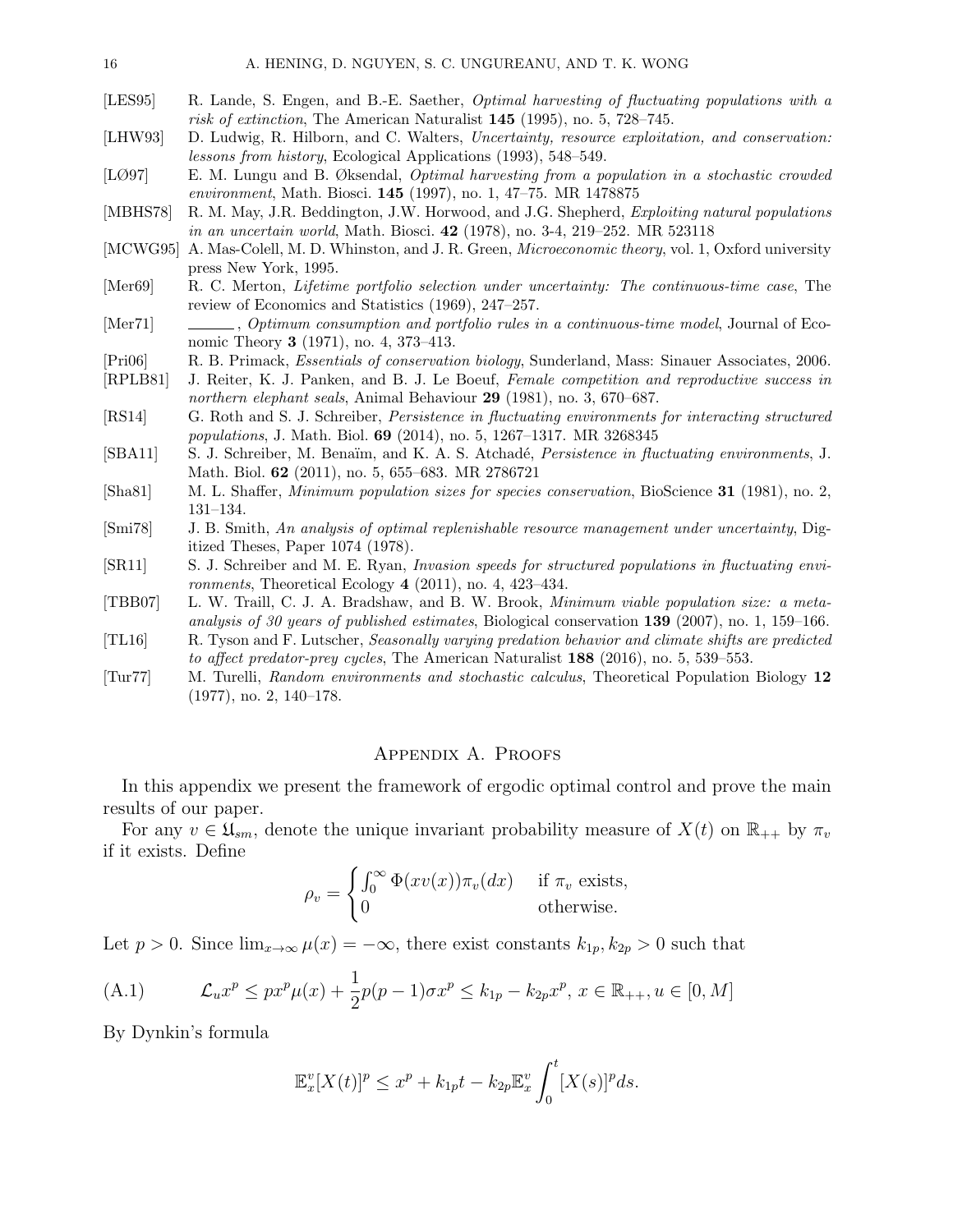[LES95] R. Lande, S. Engen, and B.-E. Saether, *Optimal harvesting of fluctuating populations with a risk of extinction*, The American Naturalist **145** (1995), no. 5, 728–745.

[LHW93] D. Ludwig, R. Hilborn, and C. Walters, *Uncertainty, resource exploitation, and conservation: lessons from history*, Ecological Applications (1993), 548–549.

[LØ97] E. M. Lungu and B. Øksendal, *Optimal harvesting from a population in a stochastic crowded environment*, Math. Biosci. **145** (1997), no. 1, 47–75. MR 1478875

[MBHS78] R. M. May, J.R. Beddington, J.W. Horwood, and J.G. Shepherd, *Exploiting natural populations in an uncertain world*, Math. Biosci. **42** (1978), no. 3-4, 219–252. MR 523118

[MCWG95] A. Mas-Colell, M. D. Whinston, and J. R. Green, *Microeconomic theory*, vol. 1, Oxford university press New York, 1995.

[Mer69] R. C. Merton, *Lifetime portfolio selection under uncertainty: The continuous-time case*, The review of Economics and Statistics (1969), 247–257.

[Mer71] ______, *Optimum consumption and portfolio rules in a continuous-time model*, Journal of Economic Theory **3** (1971), no. 4, 373–413.

[Pri06] R. B. Primack, *Essentials of conservation biology*, Sunderland, Mass: Sinauer Associates, 2006.

[RPLB81] J. Reiter, K. J. Panken, and B. J. Le Boeuf, *Female competition and reproductive success in northern elephant seals*, Animal Behaviour **29** (1981), no. 3, 670–687.

[RS14] G. Roth and S. J. Schreiber, *Persistence in fluctuating environments for interacting structured populations*, J. Math. Biol. **69** (2014), no. 5, 1267–1317. MR 3268345

[SBA11] S. J. Schreiber, M. Benaïm, and K. A. S. Atchadé, *Persistence in fluctuating environments*, J. Math. Biol. **62** (2011), no. 5, 655–683. MR 2786721

[Sha81] M. L. Shaffer, *Minimum population sizes for species conservation*, BioScience **31** (1981), no. 2, 131–134.

[Smi78] J. B. Smith, *An analysis of optimal replenishable resource management under uncertainty*, Digitized Theses, Paper 1074 (1978).

[SR11] S. J. Schreiber and M. E. Ryan, *Invasion speeds for structured populations in fluctuating environments*, Theoretical Ecology **4** (2011), no. 4, 423–434.

[TBB07] L. W. Traill, C. J. A. Bradshaw, and B. W. Brook, *Minimum viable population size: a meta-analysis of 30 years of published estimates*, Biological conservation **139** (2007), no. 1, 159–166.

[TL16] R. Tyson and F. Lutscher, *Seasonally varying predation behavior and climate shifts are predicted to affect predator-prey cycles*, The American Naturalist **188** (2016), no. 5, 539–553.

[Tur77] M. Turelli, *Random environments and stochastic calculus*, Theoretical Population Biology **12** (1977), no. 2, 140–178.

## Appendix A. Proofs

In this appendix we present the framework of ergodic optimal control and prove the main results of our paper.

For any $v \in \mathfrak{U}_{sm}$, denote the unique invariant probability measure of $X(t)$ on $\mathbb{R}_{++}$ by $\pi_v$ if it exists. Define

$$\rho_v = \begin{cases} \int_0^\infty \Phi(xv(x))\pi_v(dx) & \text{if } \pi_v \text{ exists,} \\ 0 & \text{otherwise.} \end{cases}$$

Let $p > 0$. Since $\lim_{x\to\infty} \mu(x) = -\infty$, there exist constants $k_{1p}, k_{2p} > 0$ such that

$$\mathcal{L}_u x^p \le p x^p \mu(x) + \frac{1}{2}p(p-1)\sigma x^p \le k_{1p} - k_{2p}x^p,\ x \in \mathbb{R}_{++}, u \in [0, M] \tag{A.1}$$

By Dynkin's formula

$$\mathbb{E}_x^v[X(t)]^p \le x^p + k_{1p}t - k_{2p}\mathbb{E}_x^v \int_0^t [X(s)]^p ds.$$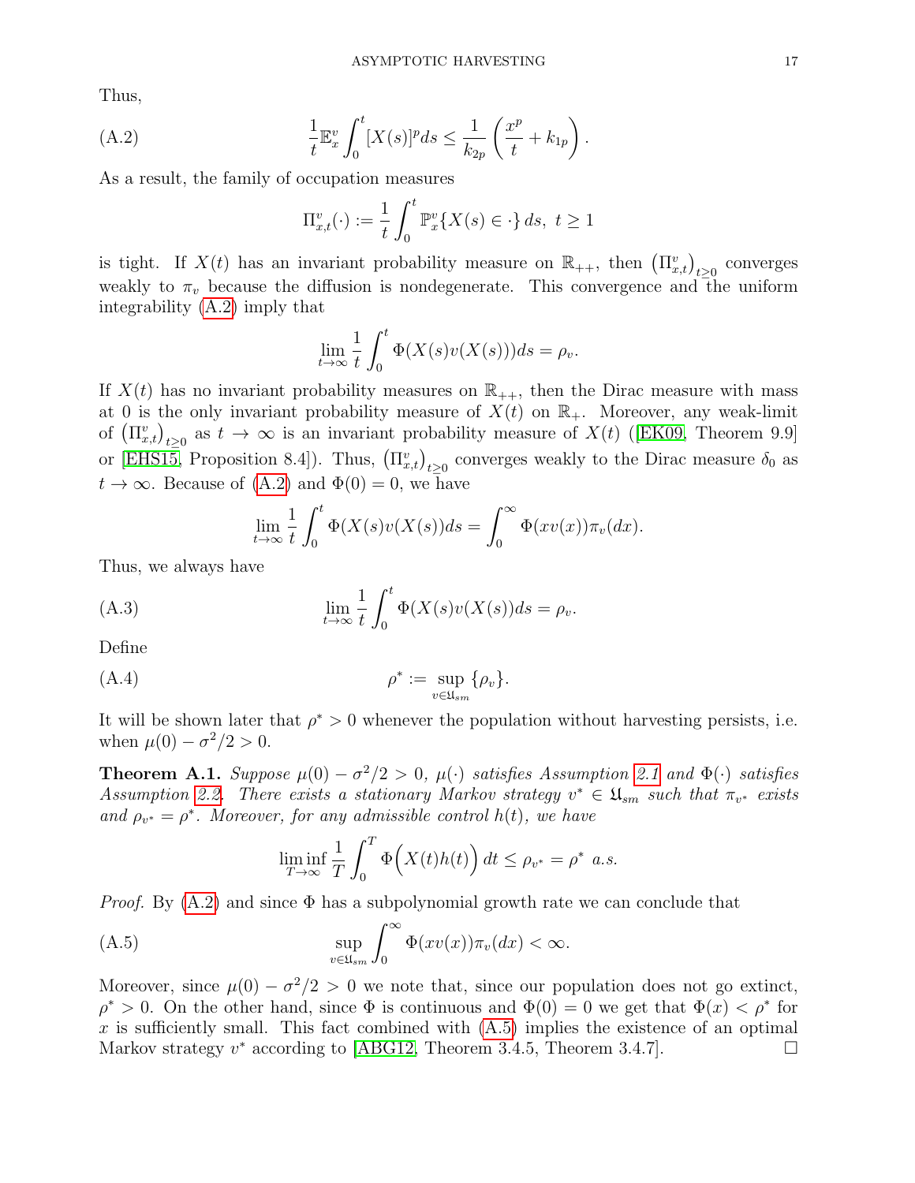Thus,

$$\frac{1}{t}\mathbb{E}_x^v \int_0^t [X(s)]^p ds \le \frac{1}{k_{2p}}\left(\frac{x^p}{t} + k_{1p}\right). \tag{A.2}$$

As a result, the family of occupation measures

$$\Pi_{x,t}^v(\cdot) := \frac{1}{t}\int_0^t \mathbb{P}_x^v\{X(s) \in \cdot\}\, ds,\ t \ge 1$$

is tight. If $X(t)$ has an invariant probability measure on $\mathbb{R}_{++}$, then $\left(\Pi_{x,t}^v\right)_{t\ge 0}$ converges weakly to $\pi_v$ because the diffusion is nondegenerate. This convergence and the uniform integrability (A.2) imply that

$$\lim_{t\to\infty} \frac{1}{t}\int_0^t \Phi(X(s)v(X(s)))ds = \rho_v.$$

If $X(t)$ has no invariant probability measures on $\mathbb{R}_{++}$, then the Dirac measure with mass at 0 is the only invariant probability measure of $X(t)$ on $\mathbb{R}_+$. Moreover, any weak-limit of $\left(\Pi_{x,t}^v\right)_{t\ge 0}$ as $t \to \infty$ is an invariant probability measure of $X(t)$ ([EK09, Theorem 9.9] or [EHS15, Proposition 8.4]). Thus, $\left(\Pi_{x,t}^v\right)_{t\ge 0}$ converges weakly to the Dirac measure $\delta_0$ as $t \to \infty$. Because of (A.2) and $\Phi(0) = 0$, we have

$$\lim_{t\to\infty} \frac{1}{t}\int_0^t \Phi(X(s)v(X(s))ds = \int_0^\infty \Phi(xv(x))\pi_v(dx).$$

Thus, we always have

$$\lim_{t\to\infty} \frac{1}{t}\int_0^t \Phi(X(s)v(X(s))ds = \rho_v. \tag{A.3}$$

Define

$$\rho^* := \sup_{v\in\mathfrak{U}_{sm}} \{\rho_v\}. \tag{A.4}$$

It will be shown later that $\rho^* > 0$ whenever the population without harvesting persists, i.e. when $\mu(0) - \sigma^2/2 > 0$.

**Theorem A.1.** *Suppose $\mu(0) - \sigma^2/2 > 0$, $\mu(\cdot)$ satisfies Assumption 2.1 and $\Phi(\cdot)$ satisfies Assumption 2.2. There exists a stationary Markov strategy $v^* \in \mathfrak{U}_{sm}$ such that $\pi_{v^*}$ exists and $\rho_{v^*} = \rho^*$. Moreover, for any admissible control $h(t)$, we have*

$$\liminf_{T\to\infty} \frac{1}{T}\int_0^T \Phi\Big(X(t)h(t)\Big)\, dt \le \rho_{v^*} = \rho^* \text{ a.s.}$$

*Proof.* By (A.2) and since $\Phi$ has a subpolynomial growth rate we can conclude that

$$\sup_{v\in\mathfrak{U}_{sm}} \int_0^\infty \Phi(xv(x))\pi_v(dx) < \infty. \tag{A.5}$$

Moreover, since $\mu(0) - \sigma^2/2 > 0$ we note that, since our population does not go extinct, $\rho^* > 0$. On the other hand, since $\Phi$ is continuous and $\Phi(0) = 0$ we get that $\Phi(x) < \rho^*$ for $x$ is sufficiently small. This fact combined with (A.5) implies the existence of an optimal Markov strategy $v^*$ according to [ABG12, Theorem 3.4.5, Theorem 3.4.7]. □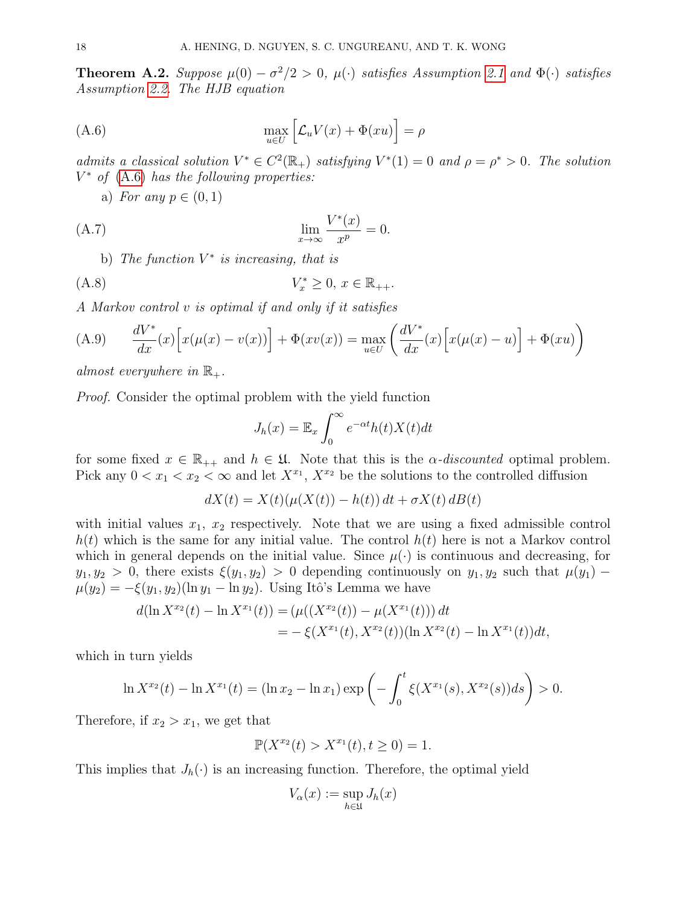**Theorem A.2.** *Suppose $\mu(0) - \sigma^2/2 > 0$, $\mu(\cdot)$ satisfies Assumption 2.1 and $\Phi(\cdot)$ satisfies Assumption 2.2. The HJB equation*

$$\max_{u \in U} \Big[ \mathcal{L}_u V(x) + \Phi(xu) \Big] = \rho \tag{A.6}$$

*admits a classical solution $V^* \in C^2(\mathbb{R}_+)$ satisfying $V^*(1) = 0$ and $\rho = \rho^* > 0$. The solution $V^*$ of (A.6) has the following properties:*

a) *For any $p \in (0, 1)$*

$$\lim_{x \to \infty} \frac{V^*(x)}{x^p} = 0. \tag{A.7}$$

b) *The function $V^*$ is increasing, that is*

$$V^*_x \geq 0, \; x \in \mathbb{R}_{++}. \tag{A.8}$$

*A Markov control $v$ is optimal if and only if it satisfies*

$$\frac{dV^*}{dx}(x)\Big[x(\mu(x) - v(x))\Big] + \Phi(xv(x)) = \max_{u \in U} \left( \frac{dV^*}{dx}(x)\Big[x(\mu(x) - u)\Big] + \Phi(xu) \right) \tag{A.9}$$

*almost everywhere in $\mathbb{R}_+$.*

*Proof.* Consider the optimal problem with the yield function

$$J_h(x) = \mathbb{E}_x \int_0^\infty e^{-\alpha t} h(t) X(t) dt$$

for some fixed $x \in \mathbb{R}_{++}$ and $h \in \mathfrak{U}$. Note that this is the $\alpha$*-discounted* optimal problem. Pick any $0 < x_1 < x_2 < \infty$ and let $X^{x_1}$, $X^{x_2}$ be the solutions to the controlled diffusion

$$dX(t) = X(t)(\mu(X(t)) - h(t))\,dt + \sigma X(t)\,dB(t)$$

with initial values $x_1$, $x_2$ respectively. Note that we are using a fixed admissible control $h(t)$ which is the same for any initial value. The control $h(t)$ here is not a Markov control which in general depends on the initial value. Since $\mu(\cdot)$ is continuous and decreasing, for $y_1, y_2 > 0$, there exists $\xi(y_1, y_2) > 0$ depending continuously on $y_1, y_2$ such that $\mu(y_1) - \mu(y_2) = -\xi(y_1, y_2)(\ln y_1 - \ln y_2)$. Using Itô's Lemma we have

$$\begin{aligned} d(\ln X^{x_2}(t) - \ln X^{x_1}(t)) &= (\mu((X^{x_2}(t)) - \mu(X^{x_1}(t)))\,dt \\ &= -\,\xi(X^{x_1}(t), X^{x_2}(t))(\ln X^{x_2}(t) - \ln X^{x_1}(t))dt, \end{aligned}$$

which in turn yields

$$\ln X^{x_2}(t) - \ln X^{x_1}(t) = (\ln x_2 - \ln x_1) \exp\left( - \int_0^t \xi(X^{x_1}(s), X^{x_2}(s)) ds \right) > 0.$$

Therefore, if $x_2 > x_1$, we get that

$$\mathbb{P}(X^{x_2}(t) > X^{x_1}(t), t \geq 0) = 1.$$

This implies that $J_h(\cdot)$ is an increasing function. Therefore, the optimal yield

$$V_\alpha(x) := \sup_{h \in \mathfrak{U}} J_h(x)$$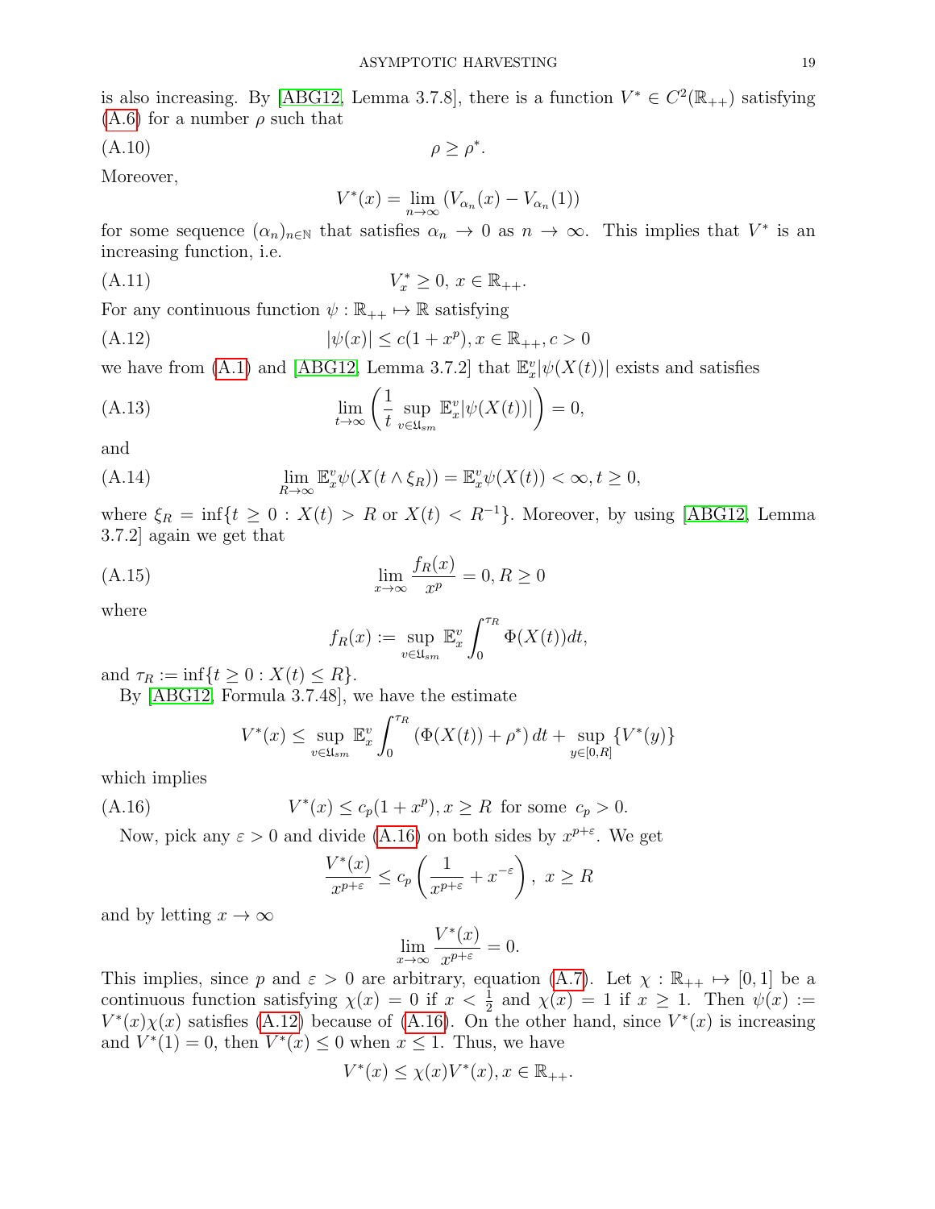is also increasing. By [ABG12, Lemma 3.7.8], there is a function $V^* \in C^2(\mathbb{R}_{++})$ satisfying (A.6) for a number $\rho$ such that

$$\rho \geq \rho^*. \tag{A.10}$$

Moreover,

$$V^*(x) = \lim_{n\to\infty} \left(V_{\alpha_n}(x) - V_{\alpha_n}(1)\right)$$

for some sequence $(\alpha_n)_{n\in\mathbb{N}}$ that satisfies $\alpha_n \to 0$ as $n \to \infty$. This implies that $V^*$ is an increasing function, i.e.

$$V^*_x \geq 0,\ x \in \mathbb{R}_{++}. \tag{A.11}$$

For any continuous function $\psi : \mathbb{R}_{++} \mapsto \mathbb{R}$ satisfying

$$|\psi(x)| \leq c(1 + x^p), x \in \mathbb{R}_{++}, c > 0 \tag{A.12}$$

we have from (A.1) and [ABG12, Lemma 3.7.2] that $\mathbb{E}^v_x|\psi(X(t))|$ exists and satisfies

$$\lim_{t\to\infty} \left(\frac{1}{t} \sup_{v\in\mathfrak{U}_{sm}} \mathbb{E}^v_x|\psi(X(t))|\right) = 0, \tag{A.13}$$

and

$$\lim_{R\to\infty} \mathbb{E}^v_x\psi(X(t\wedge\xi_R)) = \mathbb{E}^v_x\psi(X(t)) < \infty, t \geq 0, \tag{A.14}$$

where $\xi_R = \inf\{t \geq 0 : X(t) > R \text{ or } X(t) < R^{-1}\}$. Moreover, by using [ABG12, Lemma 3.7.2] again we get that

$$\lim_{x\to\infty} \frac{f_R(x)}{x^p} = 0, R \geq 0 \tag{A.15}$$

where

$$f_R(x) := \sup_{v\in\mathfrak{U}_{sm}} \mathbb{E}^v_x \int_0^{\tau_R} \Phi(X(t))dt,$$

and $\tau_R := \inf\{t \geq 0 : X(t) \leq R\}$.

By [ABG12, Formula 3.7.48], we have the estimate

$$V^*(x) \leq \sup_{v\in\mathfrak{U}_{sm}} \mathbb{E}^v_x \int_0^{\tau_R} \left(\Phi(X(t)) + \rho^*\right) dt + \sup_{y\in[0,R]} \{V^*(y)\}$$

which implies

$$V^*(x) \leq c_p(1 + x^p), x \geq R \text{ for some } c_p > 0. \tag{A.16}$$

Now, pick any $\varepsilon > 0$ and divide (A.16) on both sides by $x^{p+\varepsilon}$. We get

$$\frac{V^*(x)}{x^{p+\varepsilon}} \leq c_p\left(\frac{1}{x^{p+\varepsilon}} + x^{-\varepsilon}\right),\ x \geq R$$

and by letting $x \to \infty$

$$\lim_{x\to\infty} \frac{V^*(x)}{x^{p+\varepsilon}} = 0.$$

This implies, since $p$ and $\varepsilon > 0$ are arbitrary, equation (A.7). Let $\chi : \mathbb{R}_{++} \mapsto [0, 1]$ be a continuous function satisfying $\chi(x) = 0$ if $x < \frac{1}{2}$ and $\chi(x) = 1$ if $x \geq 1$. Then $\psi(x) := V^*(x)\chi(x)$ satisfies (A.12) because of (A.16). On the other hand, since $V^*(x)$ is increasing and $V^*(1) = 0$, then $V^*(x) \leq 0$ when $x \leq 1$. Thus, we have

$$V^*(x) \leq \chi(x)V^*(x), x \in \mathbb{R}_{++}.$$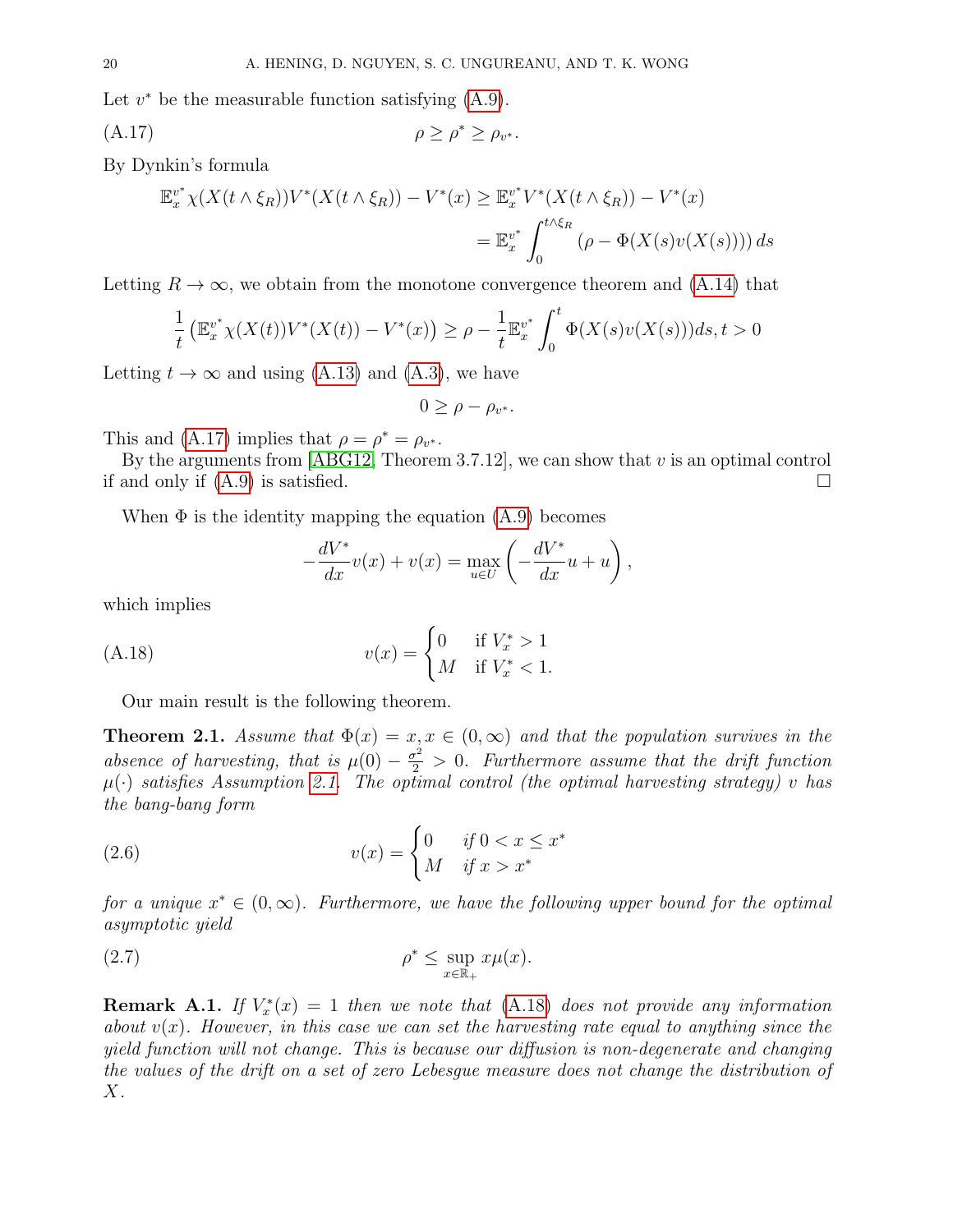Let $v^*$ be the measurable function satisfying (A.9).

$$\rho \geq \rho^* \geq \rho_{v^*}. \tag{A.17}$$

By Dynkin's formula

$$\begin{aligned}
\mathbb{E}_x^{v^*} \chi(X(t \wedge \xi_R)) V^*(X(t \wedge \xi_R)) - V^*(x) &\geq \mathbb{E}_x^{v^*} V^*(X(t \wedge \xi_R)) - V^*(x) \\
&= \mathbb{E}_x^{v^*} \int_0^{t \wedge \xi_R} (\rho - \Phi(X(s) v(X(s))))\, ds
\end{aligned}$$

Letting $R \to \infty$, we obtain from the monotone convergence theorem and (A.14) that

$$\frac{1}{t}\left(\mathbb{E}_x^{v^*} \chi(X(t)) V^*(X(t)) - V^*(x)\right) \geq \rho - \frac{1}{t}\mathbb{E}_x^{v^*} \int_0^t \Phi(X(s) v(X(s))) ds, t > 0$$

Letting $t \to \infty$ and using (A.13) and (A.3), we have

$$0 \geq \rho - \rho_{v^*}.$$

This and (A.17) implies that $\rho = \rho^* = \rho_{v^*}$.

By the arguments from [ABG12, Theorem 3.7.12], we can show that $v$ is an optimal control if and only if (A.9) is satisfied. □

When $\Phi$ is the identity mapping the equation (A.9) becomes

$$-\frac{dV^*}{dx} v(x) + v(x) = \max_{u \in U}\left(-\frac{dV^*}{dx} u + u\right),$$

which implies

$$v(x) = \begin{cases} 0 & \text{if } V_x^* > 1 \\ M & \text{if } V_x^* < 1. \end{cases} \tag{A.18}$$

Our main result is the following theorem.

**Theorem 2.1.** *Assume that $\Phi(x) = x, x \in (0, \infty)$ and that the population survives in the absence of harvesting, that is $\mu(0) - \frac{\sigma^2}{2} > 0$. Furthermore assume that the drift function $\mu(\cdot)$ satisfies Assumption 2.1. The optimal control (the optimal harvesting strategy) $v$ has the bang-bang form*

$$v(x) = \begin{cases} 0 & \text{if } 0 < x \leq x^* \\ M & \text{if } x > x^* \end{cases} \tag{2.6}$$

*for a unique $x^* \in (0, \infty)$. Furthermore, we have the following upper bound for the optimal asymptotic yield*

$$\rho^* \leq \sup_{x \in \mathbb{R}_+} x\mu(x). \tag{2.7}$$

**Remark A.1.** *If $V_x^*(x) = 1$ then we note that (A.18) does not provide any information about $v(x)$. However, in this case we can set the harvesting rate equal to anything since the yield function will not change. This is because our diffusion is non-degenerate and changing the values of the drift on a set of zero Lebesgue measure does not change the distribution of $X$.*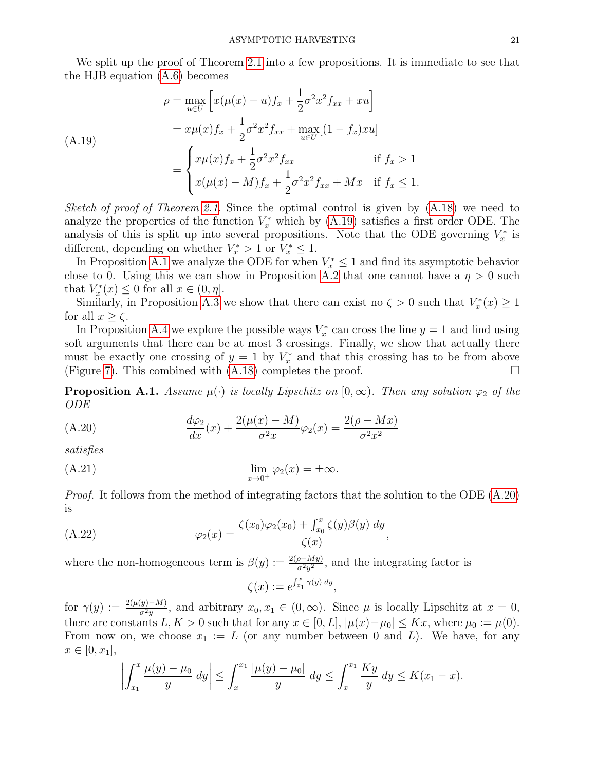We split up the proof of Theorem 2.1 into a few propositions. It is immediate to see that the HJB equation (A.6) becomes

$$
\rho = \max_{u \in U} \left[ x(\mu(x) - u) f_x + \frac{1}{2}\sigma^2 x^2 f_{xx} + xu \right]
$$
$$
= x\mu(x) f_x + \frac{1}{2}\sigma^2 x^2 f_{xx} + \max_{u \in U} [(1 - f_x) xu]
\tag{A.19}
$$
$$
= \begin{cases} x\mu(x) f_x + \frac{1}{2}\sigma^2 x^2 f_{xx} & \text{if } f_x > 1 \\ x(\mu(x) - M) f_x + \frac{1}{2}\sigma^2 x^2 f_{xx} + Mx & \text{if } f_x \leq 1. \end{cases}
$$

*Sketch of proof of Theorem 2.1.* Since the optimal control is given by (A.18) we need to analyze the properties of the function $V_x^*$ which by (A.19) satisfies a first order ODE. The analysis of this is split up into several propositions. Note that the ODE governing $V_x^*$ is different, depending on whether $V_x^* > 1$ or $V_x^* \leq 1$.

In Proposition A.1 we analyze the ODE for when $V_x^* \leq 1$ and find its asymptotic behavior close to 0. Using this we can show in Proposition A.2 that one cannot have a $\eta > 0$ such that $V_x^*(x) \leq 0$ for all $x \in (0, \eta]$.

Similarly, in Proposition A.3 we show that there can exist no $\zeta > 0$ such that $V_x^*(x) \geq 1$ for all $x \geq \zeta$.

In Proposition A.4 we explore the possible ways $V_x^*$ can cross the line $y = 1$ and find using soft arguments that there can be at most 3 crossings. Finally, we show that actually there must be exactly one crossing of $y = 1$ by $V_x^*$ and that this crossing has to be from above (Figure 7). This combined with (A.18) completes the proof. □

**Proposition A.1.** *Assume $\mu(\cdot)$ is locally Lipschitz on $[0, \infty)$. Then any solution $\varphi_2$ of the ODE*

$$
\frac{d\varphi_2}{dx}(x) + \frac{2(\mu(x) - M)}{\sigma^2 x} \varphi_2(x) = \frac{2(\rho - Mx)}{\sigma^2 x^2}
\tag{A.20}
$$

*satisfies*

$$
\lim_{x \to 0^+} \varphi_2(x) = \pm\infty.
\tag{A.21}
$$

*Proof.* It follows from the method of integrating factors that the solution to the ODE (A.20) is

$$
\varphi_2(x) = \frac{\zeta(x_0)\varphi_2(x_0) + \int_{x_0}^{x} \zeta(y)\beta(y)\, dy}{\zeta(x)},
\tag{A.22}
$$

where the non-homogeneous term is $\beta(y) := \frac{2(\rho - My)}{\sigma^2 y^2}$, and the integrating factor is

$$
\zeta(x) := e^{\int_{x_1}^{x} \gamma(y)\, dy},
$$

for $\gamma(y) := \frac{2(\mu(y) - M)}{\sigma^2 y}$, and arbitrary $x_0, x_1 \in (0, \infty)$. Since $\mu$ is locally Lipschitz at $x = 0$, there are constants $L, K > 0$ such that for any $x \in [0, L]$, $|\mu(x) - \mu_0| \leq Kx$, where $\mu_0 := \mu(0)$. From now on, we choose $x_1 := L$ (or any number between 0 and $L$). We have, for any $x \in [0, x_1]$,

$$
\left| \int_{x_1}^{x} \frac{\mu(y) - \mu_0}{y}\, dy \right| \leq \int_{x}^{x_1} \frac{|\mu(y) - \mu_0|}{y}\, dy \leq \int_{x}^{x_1} \frac{Ky}{y}\, dy \leq K(x_1 - x).
$$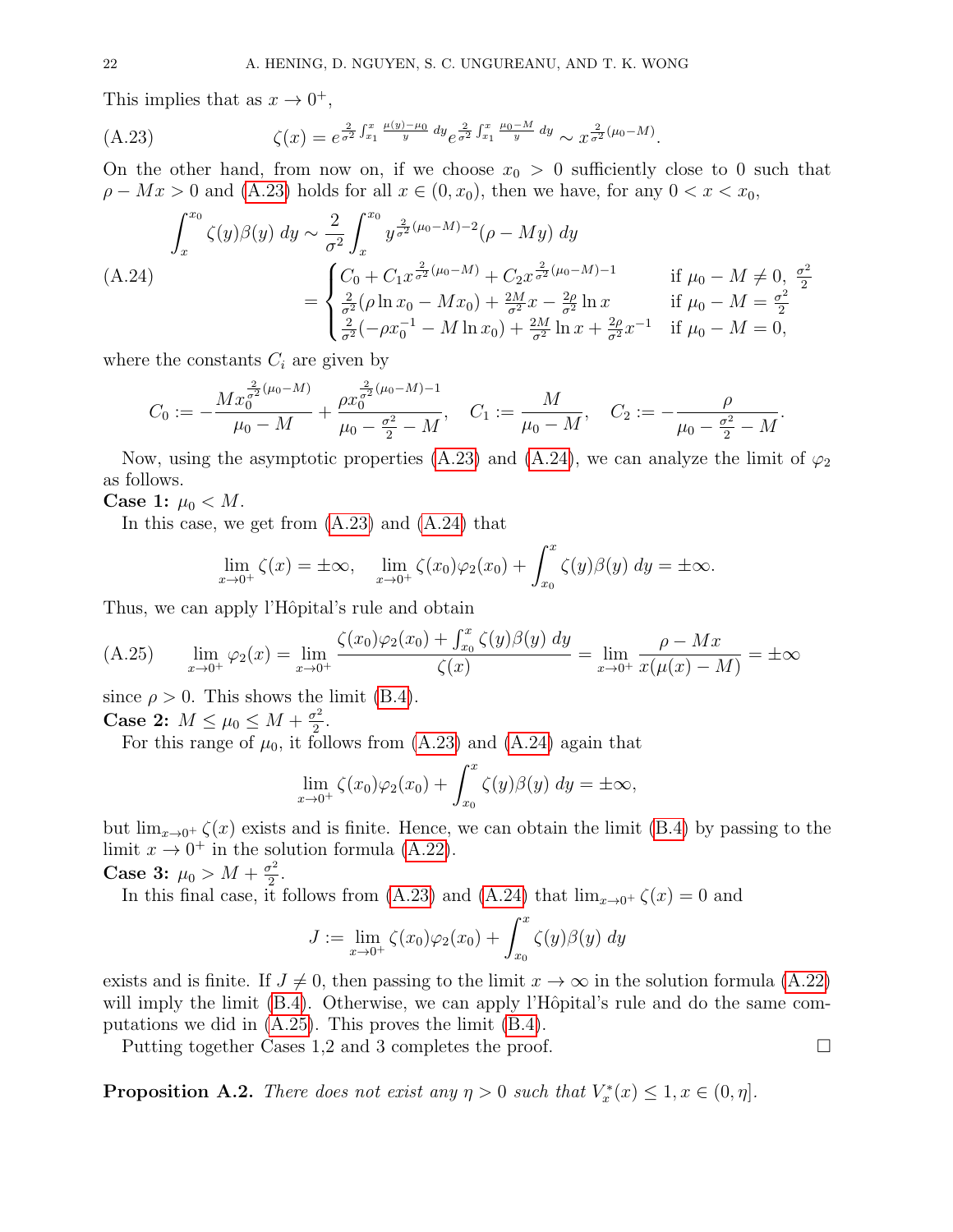This implies that as $x \to 0^+$,

$$\zeta(x) = e^{\frac{2}{\sigma^2}\int_{x_1}^{x} \frac{\mu(y)-\mu_0}{y}\,dy} e^{\frac{2}{\sigma^2}\int_{x_1}^{x} \frac{\mu_0 - M}{y}\,dy} \sim x^{\frac{2}{\sigma^2}(\mu_0 - M)}. \tag{A.23}$$

On the other hand, from now on, if we choose $x_0 > 0$ sufficiently close to 0 such that $\rho - Mx > 0$ and (A.23) holds for all $x \in (0, x_0)$, then we have, for any $0 < x < x_0$,

$$\begin{aligned}
\int_x^{x_0} \zeta(y)\beta(y)\,dy &\sim \frac{2}{\sigma^2}\int_x^{x_0} y^{\frac{2}{\sigma^2}(\mu_0 - M)-2}(\rho - My)\,dy \\
&= \begin{cases} C_0 + C_1 x^{\frac{2}{\sigma^2}(\mu_0 - M)} + C_2 x^{\frac{2}{\sigma^2}(\mu_0 - M)-1} & \text{if } \mu_0 - M \neq 0,\ \frac{\sigma^2}{2} \\ \frac{2}{\sigma^2}(\rho \ln x_0 - Mx_0) + \frac{2M}{\sigma^2}x - \frac{2\rho}{\sigma^2}\ln x & \text{if } \mu_0 - M = \frac{\sigma^2}{2} \\ \frac{2}{\sigma^2}(-\rho x_0^{-1} - M\ln x_0) + \frac{2M}{\sigma^2}\ln x + \frac{2\rho}{\sigma^2}x^{-1} & \text{if } \mu_0 - M = 0, \end{cases}
\end{aligned} \tag{A.24}$$

where the constants $C_i$ are given by

$$C_0 := -\frac{Mx_0^{\frac{2}{\sigma^2}(\mu_0 - M)}}{\mu_0 - M} + \frac{\rho x_0^{\frac{2}{\sigma^2}(\mu_0 - M)-1}}{\mu_0 - \frac{\sigma^2}{2} - M}, \quad C_1 := \frac{M}{\mu_0 - M}, \quad C_2 := -\frac{\rho}{\mu_0 - \frac{\sigma^2}{2} - M}.$$

Now, using the asymptotic properties (A.23) and (A.24), we can analyze the limit of $\varphi_2$ as follows.

**Case 1:** $\mu_0 < M$.

In this case, we get from (A.23) and (A.24) that

$$\lim_{x \to 0^+} \zeta(x) = \pm\infty, \quad \lim_{x \to 0^+} \zeta(x_0)\varphi_2(x_0) + \int_{x_0}^{x} \zeta(y)\beta(y)\,dy = \pm\infty.$$

Thus, we can apply l'Hôpital's rule and obtain

$$\lim_{x \to 0^+} \varphi_2(x) = \lim_{x \to 0^+} \frac{\zeta(x_0)\varphi_2(x_0) + \int_{x_0}^{x} \zeta(y)\beta(y)\,dy}{\zeta(x)} = \lim_{x \to 0^+} \frac{\rho - Mx}{x(\mu(x) - M)} = \pm\infty \tag{A.25}$$

since $\rho > 0$. This shows the limit (B.4).

**Case 2:** $M \le \mu_0 \le M + \frac{\sigma^2}{2}$.

For this range of $\mu_0$, it follows from (A.23) and (A.24) again that

$$\lim_{x \to 0^+} \zeta(x_0)\varphi_2(x_0) + \int_{x_0}^{x} \zeta(y)\beta(y)\,dy = \pm\infty,$$

but $\lim_{x \to 0^+} \zeta(x)$ exists and is finite. Hence, we can obtain the limit (B.4) by passing to the limit $x \to 0^+$ in the solution formula (A.22).

**Case 3:** $\mu_0 > M + \frac{\sigma^2}{2}$.

In this final case, it follows from (A.23) and (A.24) that $\lim_{x \to 0^+} \zeta(x) = 0$ and

$$J := \lim_{x \to 0^+} \zeta(x_0)\varphi_2(x_0) + \int_{x_0}^{x} \zeta(y)\beta(y)\,dy$$

exists and is finite. If $J \neq 0$, then passing to the limit $x \to \infty$ in the solution formula (A.22) will imply the limit (B.4). Otherwise, we can apply l'Hôpital's rule and do the same computations we did in (A.25). This proves the limit (B.4).

Putting together Cases 1,2 and 3 completes the proof. $\square$

**Proposition A.2.** *There does not exist any $\eta > 0$ such that $V_x^*(x) \le 1, x \in (0, \eta]$.*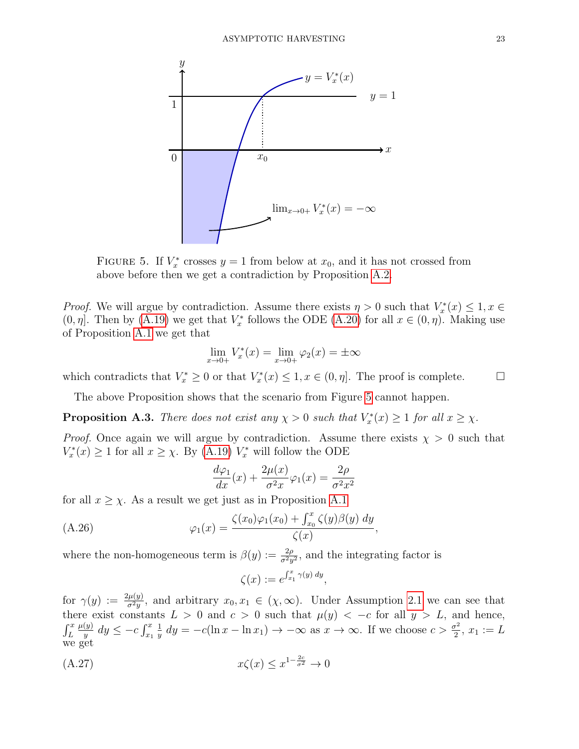FIGURE 5. If $V_x^*$ crosses $y = 1$ from below at $x_0$, and it has not crossed from above before then we get a contradiction by Proposition A.2.

*Proof.* We will argue by contradiction. Assume there exists $\eta > 0$ such that $V_x^*(x) \leq 1, x \in (0, \eta]$. Then by (A.19) we get that $V_x^*$ follows the ODE (A.20) for all $x \in (0, \eta)$. Making use of Proposition A.1 we get that

$$\lim_{x \to 0+} V_x^*(x) = \lim_{x \to 0+} \varphi_2(x) = \pm\infty$$

which contradicts that $V_x^* \geq 0$ or that $V_x^*(x) \leq 1, x \in (0, \eta]$. The proof is complete. □

The above Proposition shows that the scenario from Figure 5 cannot happen.

**Proposition A.3.** *There does not exist any $\chi > 0$ such that $V_x^*(x) \geq 1$ for all $x \geq \chi$.*

*Proof.* Once again we will argue by contradiction. Assume there exists $\chi > 0$ such that $V_x^*(x) \geq 1$ for all $x \geq \chi$. By (A.19) $V_x^*$ will follow the ODE

$$\frac{d\varphi_1}{dx}(x) + \frac{2\mu(x)}{\sigma^2 x}\varphi_1(x) = \frac{2\rho}{\sigma^2 x^2}$$

for all $x \geq \chi$. As a result we get just as in Proposition A.1

$$\varphi_1(x) = \frac{\zeta(x_0)\varphi_1(x_0) + \int_{x_0}^{x} \zeta(y)\beta(y)\, dy}{\zeta(x)}, \tag{A.26}$$

where the non-homogeneous term is $\beta(y) := \frac{2\rho}{\sigma^2 y^2}$, and the integrating factor is

$$\zeta(x) := e^{\int_{x_1}^{x} \gamma(y)\, dy},$$

for $\gamma(y) := \frac{2\mu(y)}{\sigma^2 y}$, and arbitrary $x_0, x_1 \in (\chi, \infty)$. Under Assumption 2.1 we can see that there exist constants $L > 0$ and $c > 0$ such that $\mu(y) < -c$ for all $y > L$, and hence, $\int_L^x \frac{\mu(y)}{y}\, dy \leq -c \int_{x_1}^{x} \frac{1}{y}\, dy = -c(\ln x - \ln x_1) \to -\infty$ as $x \to \infty$. If we choose $c > \frac{\sigma^2}{2}$, $x_1 := L$ we get

$$x\zeta(x) \leq x^{1 - \frac{2c}{\sigma^2}} \to 0 \tag{A.27}$$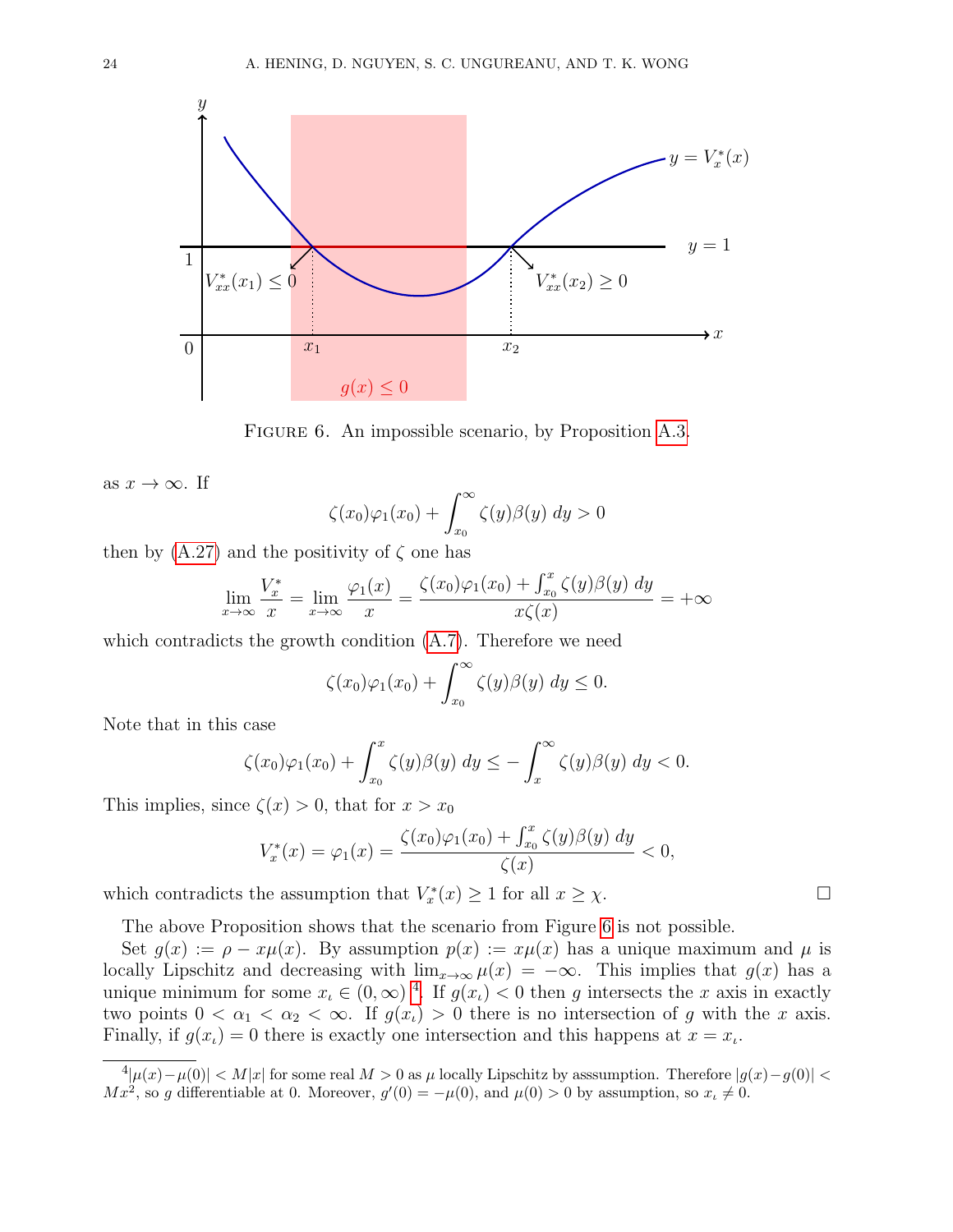FIGURE 6. An impossible scenario, by Proposition A.3.

as $x \to \infty$. If

$$\zeta(x_0)\varphi_1(x_0) + \int_{x_0}^{\infty} \zeta(y)\beta(y)\, dy > 0$$

then by (A.27) and the positivity of $\zeta$ one has

$$\lim_{x\to\infty} \frac{V_x^*}{x} = \lim_{x\to\infty} \frac{\varphi_1(x)}{x} = \frac{\zeta(x_0)\varphi_1(x_0) + \int_{x_0}^{x} \zeta(y)\beta(y)\, dy}{x\zeta(x)} = +\infty$$

which contradicts the growth condition (A.7). Therefore we need

$$\zeta(x_0)\varphi_1(x_0) + \int_{x_0}^{\infty} \zeta(y)\beta(y)\, dy \leq 0.$$

Note that in this case

$$\zeta(x_0)\varphi_1(x_0) + \int_{x_0}^{x} \zeta(y)\beta(y)\, dy \leq -\int_{x}^{\infty} \zeta(y)\beta(y)\, dy < 0.$$

This implies, since $\zeta(x) > 0$, that for $x > x_0$

$$V_x^*(x) = \varphi_1(x) = \frac{\zeta(x_0)\varphi_1(x_0) + \int_{x_0}^{x} \zeta(y)\beta(y)\, dy}{\zeta(x)} < 0,$$

which contradicts the assumption that $V_x^*(x) \geq 1$ for all $x \geq \chi$. $\square$

The above Proposition shows that the scenario from Figure 6 is not possible.

Set $g(x) := \rho - x\mu(x)$. By assumption $p(x) := x\mu(x)$ has a unique maximum and $\mu$ is locally Lipschitz and decreasing with $\lim_{x\to\infty} \mu(x) = -\infty$. This implies that $g(x)$ has a unique minimum for some $x_\iota \in (0, \infty)$ [4]. If $g(x_\iota) < 0$ then $g$ intersects the $x$ axis in exactly two points $0 < \alpha_1 < \alpha_2 < \infty$. If $g(x_\iota) > 0$ there is no intersection of $g$ with the $x$ axis. Finally, if $g(x_\iota) = 0$ there is exactly one intersection and this happens at $x = x_\iota$.

[4] $|\mu(x) - \mu(0)| < M|x|$ for some real $M > 0$ as $\mu$ locally Lipschitz by asssumption. Therefore $|g(x) - g(0)| < Mx^2$, so $g$ differentiable at 0. Moreover, $g'(0) = -\mu(0)$, and $\mu(0) > 0$ by assumption, so $x_\iota \neq 0$.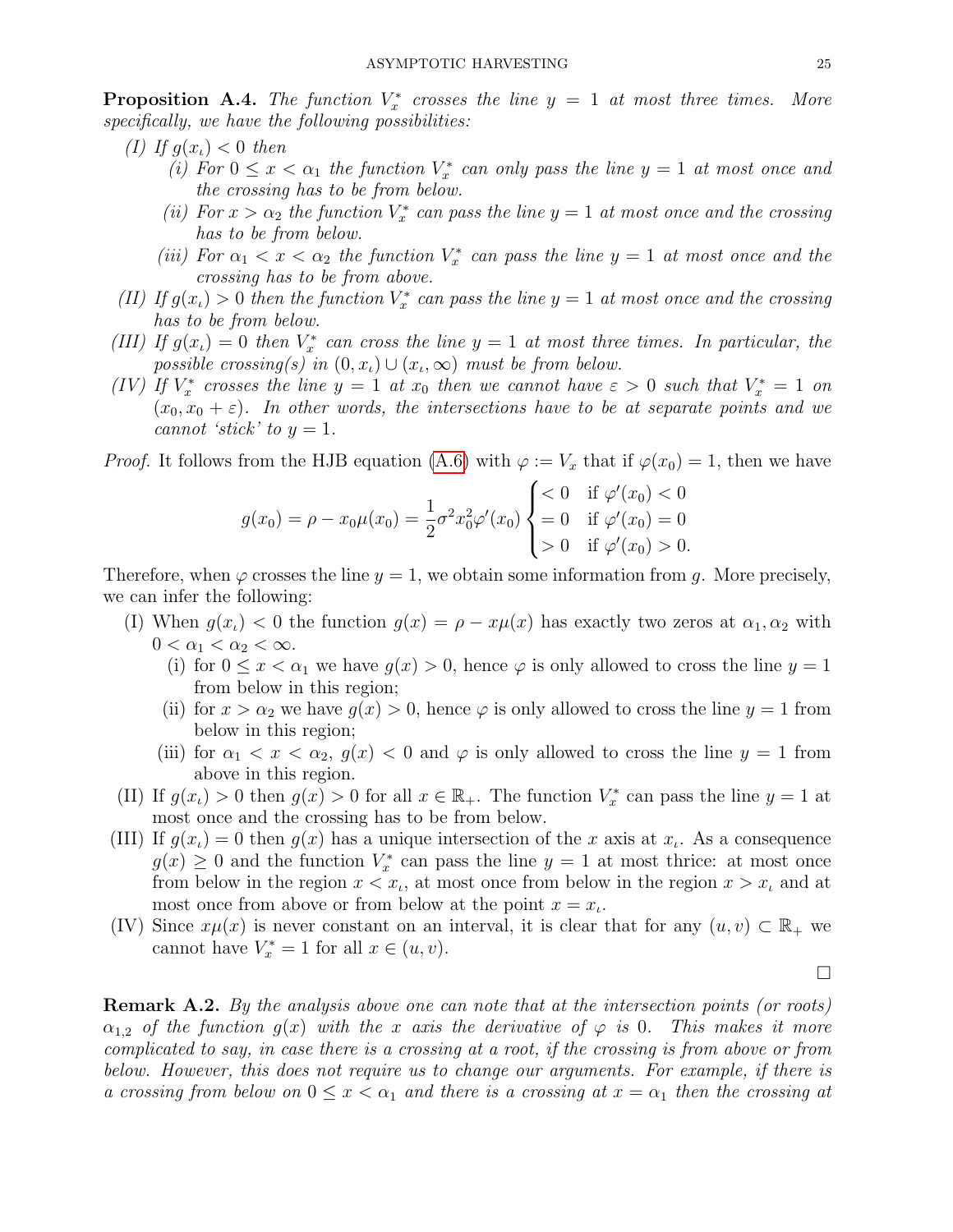**Proposition A.4.** *The function $V_x^*$ crosses the line $y = 1$ at most three times. More specifically, we have the following possibilities:*

*(I) If $g(x_\iota) < 0$ then*

*(i) For $0 \leq x < \alpha_1$ the function $V_x^*$ can only pass the line $y = 1$ at most once and the crossing has to be from below.*

*(ii) For $x > \alpha_2$ the function $V_x^*$ can pass the line $y = 1$ at most once and the crossing has to be from below.*

*(iii) For $\alpha_1 < x < \alpha_2$ the function $V_x^*$ can pass the line $y = 1$ at most once and the crossing has to be from above.*

*(II) If $g(x_\iota) > 0$ then the function $V_x^*$ can pass the line $y = 1$ at most once and the crossing has to be from below.*

*(III) If $g(x_\iota) = 0$ then $V_x^*$ can cross the line $y = 1$ at most three times. In particular, the possible crossing(s) in $(0, x_\iota) \cup (x_\iota, \infty)$ must be from below.*

*(IV) If $V_x^*$ crosses the line $y = 1$ at $x_0$ then we cannot have $\varepsilon > 0$ such that $V_x^* = 1$ on $(x_0, x_0 + \varepsilon)$. In other words, the intersections have to be at separate points and we cannot 'stick' to $y = 1$.*

*Proof.* It follows from the HJB equation (A.6) with $\varphi := V_x$ that if $\varphi(x_0) = 1$, then we have

$$g(x_0) = \rho - x_0\mu(x_0) = \frac{1}{2}\sigma^2 x_0^2 \varphi'(x_0) \begin{cases} < 0 & \text{if } \varphi'(x_0) < 0 \\ = 0 & \text{if } \varphi'(x_0) = 0 \\ > 0 & \text{if } \varphi'(x_0) > 0. \end{cases}$$

Therefore, when $\varphi$ crosses the line $y = 1$, we obtain some information from $g$. More precisely, we can infer the following:

(I) When $g(x_\iota) < 0$ the function $g(x) = \rho - x\mu(x)$ has exactly two zeros at $\alpha_1, \alpha_2$ with $0 < \alpha_1 < \alpha_2 < \infty$.

(i) for $0 \leq x < \alpha_1$ we have $g(x) > 0$, hence $\varphi$ is only allowed to cross the line $y = 1$ from below in this region;

(ii) for $x > \alpha_2$ we have $g(x) > 0$, hence $\varphi$ is only allowed to cross the line $y = 1$ from below in this region;

(iii) for $\alpha_1 < x < \alpha_2$, $g(x) < 0$ and $\varphi$ is only allowed to cross the line $y = 1$ from above in this region.

(II) If $g(x_\iota) > 0$ then $g(x) > 0$ for all $x \in \mathbb{R}_+$. The function $V_x^*$ can pass the line $y = 1$ at most once and the crossing has to be from below.

(III) If $g(x_\iota) = 0$ then $g(x)$ has a unique intersection of the $x$ axis at $x_\iota$. As a consequence $g(x) \geq 0$ and the function $V_x^*$ can pass the line $y = 1$ at most thrice: at most once from below in the region $x < x_\iota$, at most once from below in the region $x > x_\iota$ and at most once from above or from below at the point $x = x_\iota$.

(IV) Since $x\mu(x)$ is never constant on an interval, it is clear that for any $(u, v) \subset \mathbb{R}_+$ we cannot have $V_x^* = 1$ for all $x \in (u, v)$.

$\square$

**Remark A.2.** *By the analysis above one can note that at the intersection points (or roots) $\alpha_{1,2}$ of the function $g(x)$ with the $x$ axis the derivative of $\varphi$ is 0. This makes it more complicated to say, in case there is a crossing at a root, if the crossing is from above or from below. However, this does not require us to change our arguments. For example, if there is a crossing from below on $0 \leq x < \alpha_1$ and there is a crossing at $x = \alpha_1$ then the crossing at*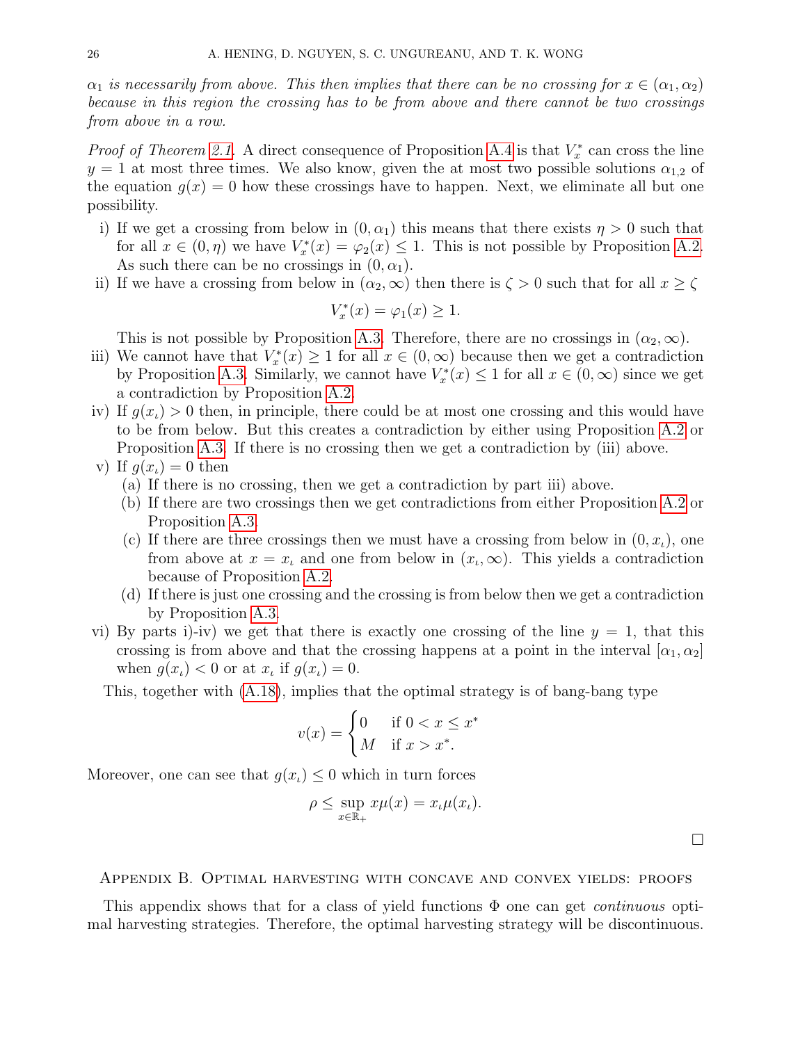*$\alpha_1$ is necessarily from above. This then implies that there can be no crossing for $x \in (\alpha_1, \alpha_2)$ because in this region the crossing has to be from above and there cannot be two crossings from above in a row.*

*Proof of Theorem 2.1.* A direct consequence of Proposition A.4 is that $V_x^*$ can cross the line $y = 1$ at most three times. We also know, given the at most two possible solutions $\alpha_{1,2}$ of the equation $g(x) = 0$ how these crossings have to happen. Next, we eliminate all but one possibility.

i) If we get a crossing from below in $(0, \alpha_1)$ this means that there exists $\eta > 0$ such that for all $x \in (0, \eta)$ we have $V_x^*(x) = \varphi_2(x) \leq 1$. This is not possible by Proposition A.2. As such there can be no crossings in $(0, \alpha_1)$.
ii) If we have a crossing from below in $(\alpha_2, \infty)$ then there is $\zeta > 0$ such that for all $x \geq \zeta$
$$V_x^*(x) = \varphi_1(x) \geq 1.$$
This is not possible by Proposition A.3. Therefore, there are no crossings in $(\alpha_2, \infty)$.
iii) We cannot have that $V_x^*(x) \geq 1$ for all $x \in (0, \infty)$ because then we get a contradiction by Proposition A.3. Similarly, we cannot have $V_x^*(x) \leq 1$ for all $x \in (0, \infty)$ since we get a contradiction by Proposition A.2.
iv) If $g(x_\iota) > 0$ then, in principle, there could be at most one crossing and this would have to be from below. But this creates a contradiction by either using Proposition A.2 or Proposition A.3. If there is no crossing then we get a contradiction by (iii) above.
v) If $g(x_\iota) = 0$ then
   (a) If there is no crossing, then we get a contradiction by part iii) above.
   (b) If there are two crossings then we get contradictions from either Proposition A.2 or Proposition A.3.
   (c) If there are three crossings then we must have a crossing from below in $(0, x_\iota)$, one from above at $x = x_\iota$ and one from below in $(x_\iota, \infty)$. This yields a contradiction because of Proposition A.2.
   (d) If there is just one crossing and the crossing is from below then we get a contradiction by Proposition A.3.
vi) By parts i)-iv) we get that there is exactly one crossing of the line $y = 1$, that this crossing is from above and that the crossing happens at a point in the interval $[\alpha_1, \alpha_2]$ when $g(x_\iota) < 0$ or at $x_\iota$ if $g(x_\iota) = 0$.

This, together with (A.18), implies that the optimal strategy is of bang-bang type

$$v(x) = \begin{cases} 0 & \text{if } 0 < x \leq x^* \\ M & \text{if } x > x^*. \end{cases}$$

Moreover, one can see that $g(x_\iota) \leq 0$ which in turn forces

$$\rho \leq \sup_{x \in \mathbb{R}_+} x\mu(x) = x_\iota \mu(x_\iota).$$

□

## Appendix B. Optimal harvesting with concave and convex yields: proofs

This appendix shows that for a class of yield functions $\Phi$ one can get *continuous* optimal harvesting strategies. Therefore, the optimal harvesting strategy will be discontinuous.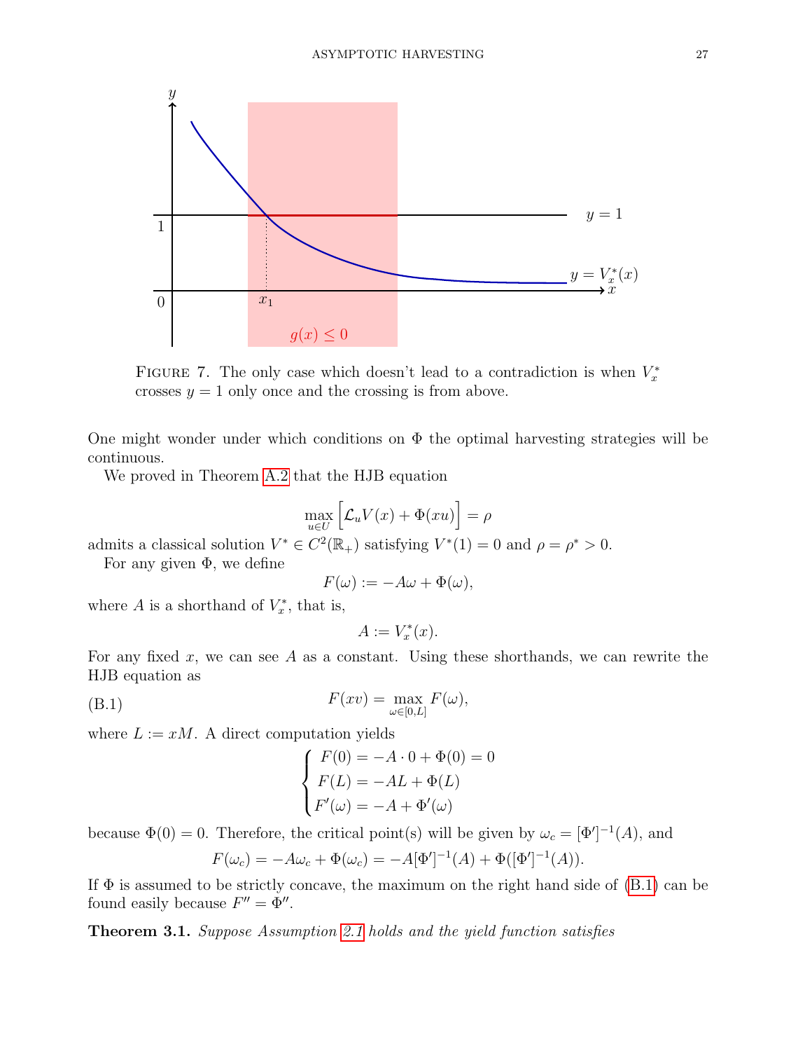FIGURE 7. The only case which doesn't lead to a contradiction is when $V_x^*$ crosses $y = 1$ only once and the crossing is from above.

One might wonder under which conditions on $\Phi$ the optimal harvesting strategies will be continuous.

We proved in Theorem A.2 that the HJB equation

$$\max_{u \in U} \Big[ \mathcal{L}_u V(x) + \Phi(xu) \Big] = \rho$$

admits a classical solution $V^* \in C^2(\mathbb{R}_+)$ satisfying $V^*(1) = 0$ and $\rho = \rho^* > 0$.

For any given $\Phi$, we define

$$F(\omega) := -A\omega + \Phi(\omega),$$

where $A$ is a shorthand of $V_x^*$, that is,

$$A := V_x^*(x).$$

For any fixed $x$, we can see $A$ as a constant. Using these shorthands, we can rewrite the HJB equation as

$$F(xv) = \max_{\omega \in [0,L]} F(\omega), \tag{B.1}$$

where $L := xM$. A direct computation yields

$$\begin{cases} F(0) = -A \cdot 0 + \Phi(0) = 0 \\ F(L) = -AL + \Phi(L) \\ F'(\omega) = -A + \Phi'(\omega) \end{cases}$$

because $\Phi(0) = 0$. Therefore, the critical point(s) will be given by $\omega_c = [\Phi']^{-1}(A)$, and

$$F(\omega_c) = -A\omega_c + \Phi(\omega_c) = -A[\Phi']^{-1}(A) + \Phi([\Phi']^{-1}(A)).$$

If $\Phi$ is assumed to be strictly concave, the maximum on the right hand side of (B.1) can be found easily because $F'' = \Phi''$.

**Theorem 3.1.** *Suppose Assumption 2.1 holds and the yield function satisfies*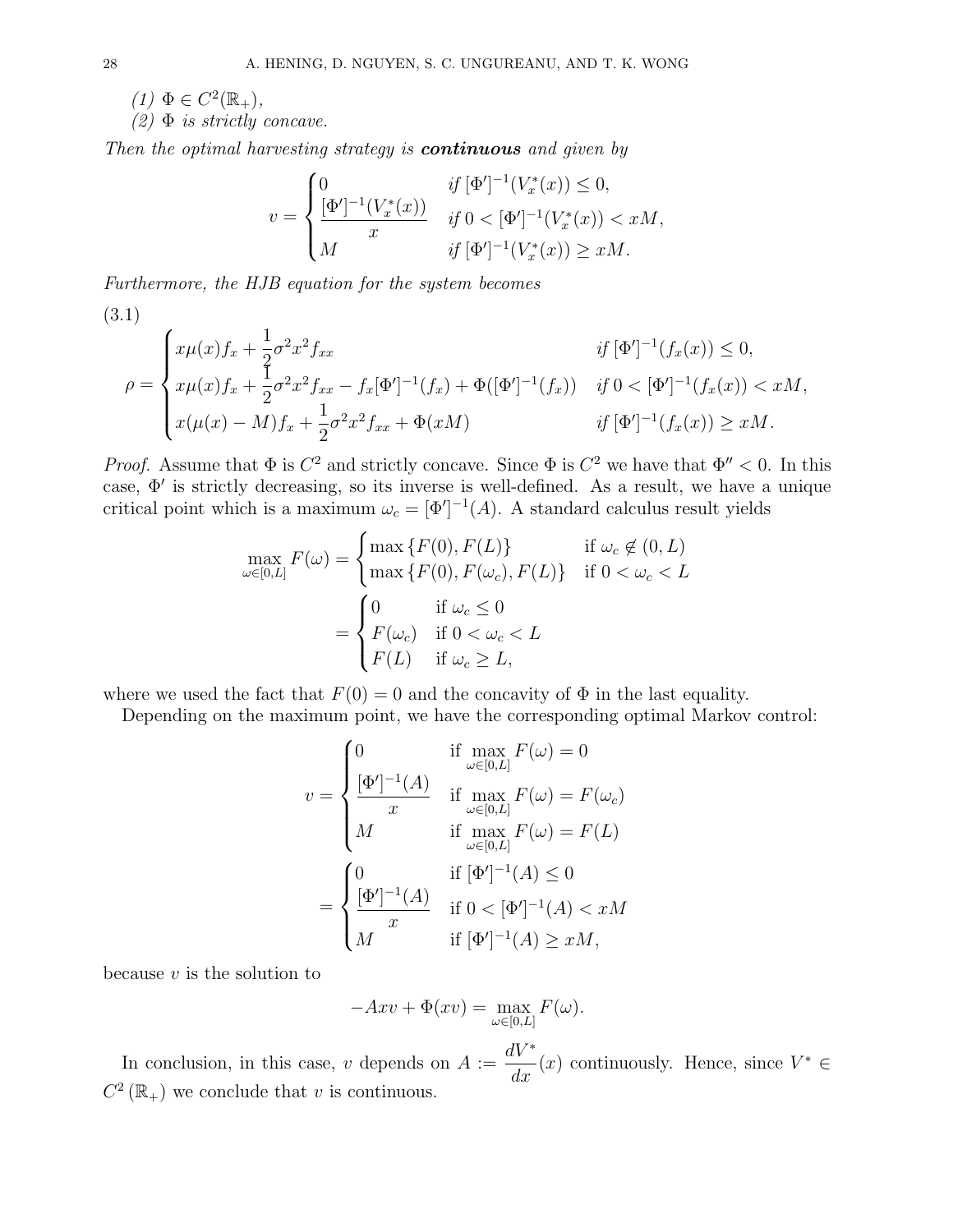*(1)* $\Phi \in C^2(\mathbb{R}_+)$,
*(2)* $\Phi$ *is strictly concave.*

*Then the optimal harvesting strategy is* ***continuous*** *and given by*

$$v = \begin{cases} 0 & \text{if } [\Phi']^{-1}(V_x^*(x)) \leq 0, \\ \dfrac{[\Phi']^{-1}(V_x^*(x))}{x} & \text{if } 0 < [\Phi']^{-1}(V_x^*(x)) < xM, \\ M & \text{if } [\Phi']^{-1}(V_x^*(x)) \geq xM. \end{cases}$$

*Furthermore, the HJB equation for the system becomes*

(3.1)
$$\rho = \begin{cases} x\mu(x)f_x + \dfrac{1}{2}\sigma^2 x^2 f_{xx} & \text{if } [\Phi']^{-1}(f_x(x)) \leq 0, \\ x\mu(x)f_x + \dfrac{1}{2}\sigma^2 x^2 f_{xx} - f_x[\Phi']^{-1}(f_x) + \Phi([\Phi']^{-1}(f_x)) & \text{if } 0 < [\Phi']^{-1}(f_x(x)) < xM, \\ x(\mu(x) - M)f_x + \dfrac{1}{2}\sigma^2 x^2 f_{xx} + \Phi(xM) & \text{if } [\Phi']^{-1}(f_x(x)) \geq xM. \end{cases}$$

*Proof.* Assume that $\Phi$ is $C^2$ and strictly concave. Since $\Phi$ is $C^2$ we have that $\Phi'' < 0$. In this case, $\Phi'$ is strictly decreasing, so its inverse is well-defined. As a result, we have a unique critical point which is a maximum $\omega_c = [\Phi']^{-1}(A)$. A standard calculus result yields

$$\max_{\omega \in [0,L]} F(\omega) = \begin{cases} \max\{F(0), F(L)\} & \text{if } \omega_c \notin (0, L) \\ \max\{F(0), F(\omega_c), F(L)\} & \text{if } 0 < \omega_c < L \end{cases}$$
$$= \begin{cases} 0 & \text{if } \omega_c \leq 0 \\ F(\omega_c) & \text{if } 0 < \omega_c < L \\ F(L) & \text{if } \omega_c \geq L, \end{cases}$$

where we used the fact that $F(0) = 0$ and the concavity of $\Phi$ in the last equality.

Depending on the maximum point, we have the corresponding optimal Markov control:

$$v = \begin{cases} 0 & \text{if } \max_{\omega \in [0,L]} F(\omega) = 0 \\ \dfrac{[\Phi']^{-1}(A)}{x} & \text{if } \max_{\omega \in [0,L]} F(\omega) = F(\omega_c) \\ M & \text{if } \max_{\omega \in [0,L]} F(\omega) = F(L) \end{cases}$$
$$= \begin{cases} 0 & \text{if } [\Phi']^{-1}(A) \leq 0 \\ \dfrac{[\Phi']^{-1}(A)}{x} & \text{if } 0 < [\Phi']^{-1}(A) < xM \\ M & \text{if } [\Phi']^{-1}(A) \geq xM, \end{cases}$$

because $v$ is the solution to

$$-Axv + \Phi(xv) = \max_{\omega \in [0,L]} F(\omega).$$

In conclusion, in this case, $v$ depends on $A := \dfrac{dV^*}{dx}(x)$ continuously. Hence, since $V^* \in C^2(\mathbb{R}_+)$ we conclude that $v$ is continuous.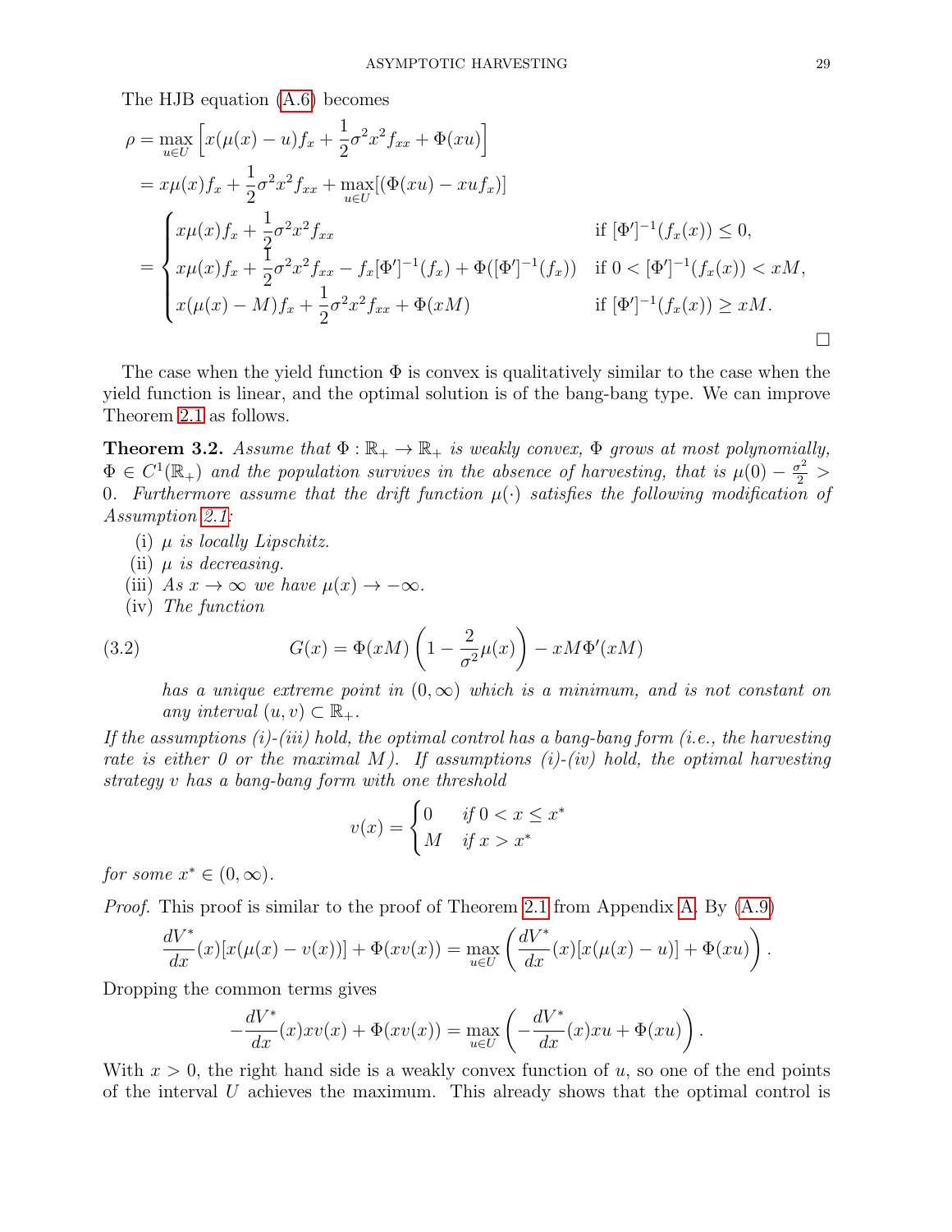The HJB equation (A.6) becomes

$$
\begin{aligned}
\rho &= \max_{u\in U}\left[x(\mu(x)-u)f_x + \frac{1}{2}\sigma^2 x^2 f_{xx} + \Phi(xu)\right] \\
&= x\mu(x)f_x + \frac{1}{2}\sigma^2 x^2 f_{xx} + \max_{u\in U}[(\Phi(xu) - xuf_x)] \\
&= \begin{cases}
x\mu(x)f_x + \frac{1}{2}\sigma^2 x^2 f_{xx} & \text{if } [\Phi']^{-1}(f_x(x)) \leq 0, \\
x\mu(x)f_x + \frac{1}{2}\sigma^2 x^2 f_{xx} - f_x[\Phi']^{-1}(f_x) + \Phi([\Phi']^{-1}(f_x)) & \text{if } 0 < [\Phi']^{-1}(f_x(x)) < xM, \\
x(\mu(x)-M)f_x + \frac{1}{2}\sigma^2 x^2 f_{xx} + \Phi(xM) & \text{if } [\Phi']^{-1}(f_x(x)) \geq xM.
\end{cases}
\end{aligned}
$$

□

The case when the yield function $\Phi$ is convex is qualitatively similar to the case when the yield function is linear, and the optimal solution is of the bang-bang type. We can improve Theorem 2.1 as follows.

**Theorem 3.2.** *Assume that $\Phi : \mathbb{R}_+ \to \mathbb{R}_+$ is weakly convex, $\Phi$ grows at most polynomially, $\Phi \in C^1(\mathbb{R}_+)$ and the population survives in the absence of harvesting, that is $\mu(0) - \frac{\sigma^2}{2} > 0$. Furthermore assume that the drift function $\mu(\cdot)$ satisfies the following modification of Assumption 2.1:*

- (i) *$\mu$ is locally Lipschitz.*
- (ii) *$\mu$ is decreasing.*
- (iii) *As $x \to \infty$ we have $\mu(x) \to -\infty$.*
- (iv) *The function*

$$
G(x) = \Phi(xM)\left(1 - \frac{2}{\sigma^2}\mu(x)\right) - xM\Phi'(xM) \tag{3.2}
$$

*has a unique extreme point in $(0,\infty)$ which is a minimum, and is not constant on any interval $(u,v) \subset \mathbb{R}_+$.*

*If the assumptions (i)-(iii) hold, the optimal control has a bang-bang form (i.e., the harvesting rate is either 0 or the maximal $M$). If assumptions (i)-(iv) hold, the optimal harvesting strategy $v$ has a bang-bang form with one threshold*

$$
v(x) = \begin{cases} 0 & \text{if } 0 < x \leq x^* \\ M & \text{if } x > x^* \end{cases}
$$

*for some $x^* \in (0,\infty)$.*

*Proof.* This proof is similar to the proof of Theorem 2.1 from Appendix A. By (A.9)

$$
\frac{dV^*}{dx}(x)[x(\mu(x) - v(x))] + \Phi(xv(x)) = \max_{u\in U}\left(\frac{dV^*}{dx}(x)[x(\mu(x)-u)] + \Phi(xu)\right).
$$

Dropping the common terms gives

$$
-\frac{dV^*}{dx}(x)xv(x) + \Phi(xv(x)) = \max_{u\in U}\left(-\frac{dV^*}{dx}(x)xu + \Phi(xu)\right).
$$

With $x > 0$, the right hand side is a weakly convex function of $u$, so one of the end points of the interval $U$ achieves the maximum. This already shows that the optimal control is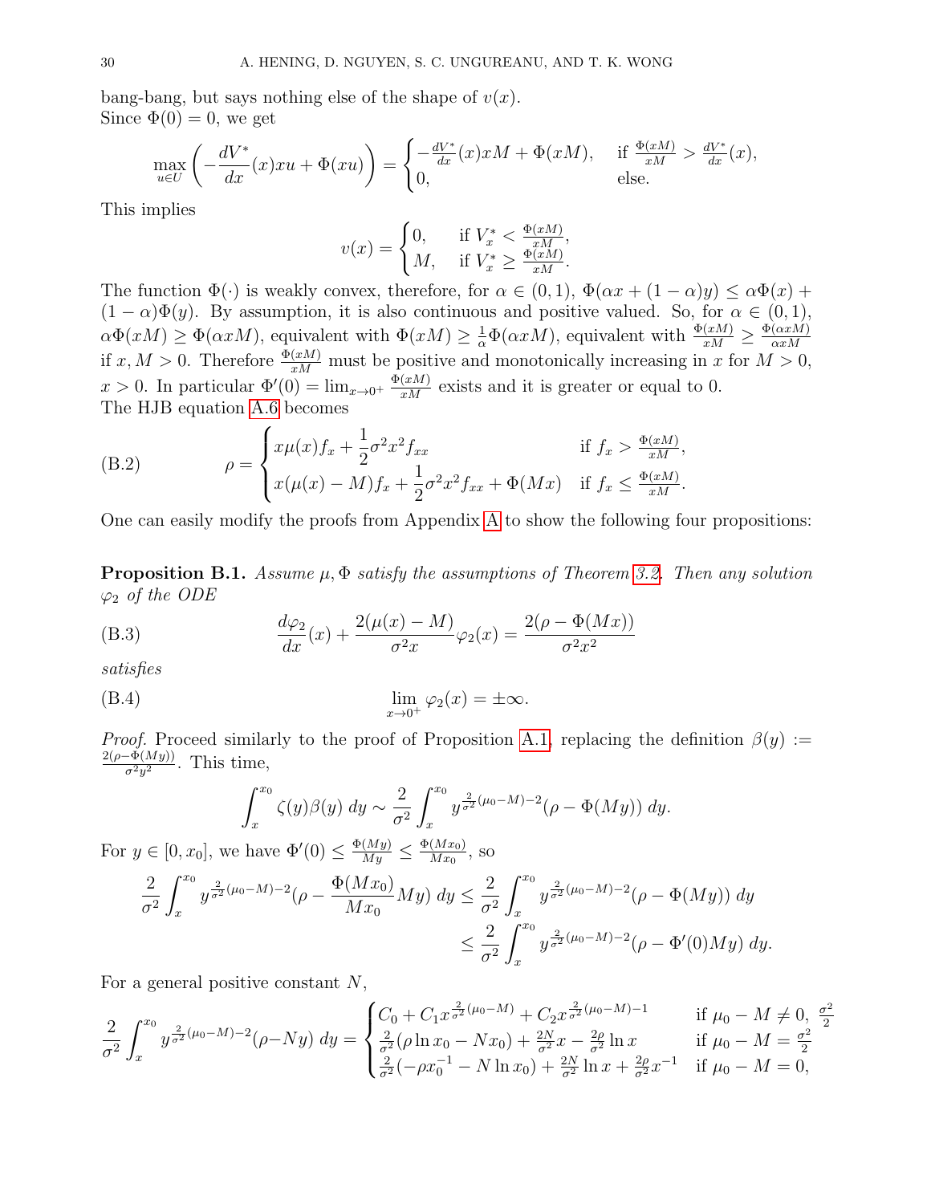bang-bang, but says nothing else of the shape of $v(x)$.

Since $\Phi(0) = 0$, we get

$$\max_{u \in U} \left( -\frac{dV^*}{dx}(x) x u + \Phi(xu) \right) = \begin{cases} -\frac{dV^*}{dx}(x) x M + \Phi(xM), & \text{if } \frac{\Phi(xM)}{xM} > \frac{dV^*}{dx}(x), \\ 0, & \text{else.} \end{cases}$$

This implies

$$v(x) = \begin{cases} 0, & \text{if } V^*_x < \frac{\Phi(xM)}{xM}, \\ M, & \text{if } V^*_x \geq \frac{\Phi(xM)}{xM}. \end{cases}$$

The function $\Phi(\cdot)$ is weakly convex, therefore, for $\alpha \in (0,1)$, $\Phi(\alpha x + (1-\alpha)y) \leq \alpha \Phi(x) + (1-\alpha)\Phi(y)$. By assumption, it is also continuous and positive valued. So, for $\alpha \in (0,1)$, $\alpha \Phi(xM) \geq \Phi(\alpha x M)$, equivalent with $\Phi(xM) \geq \frac{1}{\alpha}\Phi(\alpha x M)$, equivalent with $\frac{\Phi(xM)}{xM} \geq \frac{\Phi(\alpha x M)}{\alpha x M}$ if $x, M > 0$. Therefore $\frac{\Phi(xM)}{xM}$ must be positive and monotonically increasing in $x$ for $M > 0$, $x > 0$. In particular $\Phi'(0) = \lim_{x \to 0^+} \frac{\Phi(xM)}{xM}$ exists and it is greater or equal to 0.

The HJB equation A.6 becomes

$$\rho = \begin{cases} x\mu(x) f_x + \frac{1}{2}\sigma^2 x^2 f_{xx} & \text{if } f_x > \frac{\Phi(xM)}{xM}, \\ x(\mu(x) - M) f_x + \frac{1}{2}\sigma^2 x^2 f_{xx} + \Phi(Mx) & \text{if } f_x \leq \frac{\Phi(xM)}{xM}. \end{cases} \tag{B.2}$$

One can easily modify the proofs from Appendix A to show the following four propositions:

**Proposition B.1.** *Assume $\mu, \Phi$ satisfy the assumptions of Theorem 3.2. Then any solution $\varphi_2$ of the ODE*

$$\frac{d\varphi_2}{dx}(x) + \frac{2(\mu(x) - M)}{\sigma^2 x}\varphi_2(x) = \frac{2(\rho - \Phi(Mx))}{\sigma^2 x^2} \tag{B.3}$$

*satisfies*

$$\lim_{x \to 0^+} \varphi_2(x) = \pm\infty. \tag{B.4}$$

*Proof.* Proceed similarly to the proof of Proposition A.1, replacing the definition $\beta(y) := \frac{2(\rho - \Phi(My))}{\sigma^2 y^2}$. This time,

$$\int_x^{x_0} \zeta(y)\beta(y)\, dy \sim \frac{2}{\sigma^2}\int_x^{x_0} y^{\frac{2}{\sigma^2}(\mu_0 - M) - 2}(\rho - \Phi(My))\, dy.$$

For $y \in [0, x_0]$, we have $\Phi'(0) \leq \frac{\Phi(My)}{My} \leq \frac{\Phi(Mx_0)}{Mx_0}$, so

$$\begin{aligned} \frac{2}{\sigma^2}\int_x^{x_0} y^{\frac{2}{\sigma^2}(\mu_0 - M) - 2}\left(\rho - \frac{\Phi(Mx_0)}{Mx_0}My\right) dy &\leq \frac{2}{\sigma^2}\int_x^{x_0} y^{\frac{2}{\sigma^2}(\mu_0 - M) - 2}(\rho - \Phi(My))\, dy \\ &\leq \frac{2}{\sigma^2}\int_x^{x_0} y^{\frac{2}{\sigma^2}(\mu_0 - M) - 2}(\rho - \Phi'(0)My)\, dy. \end{aligned}$$

For a general positive constant $N$,

$$\frac{2}{\sigma^2}\int_x^{x_0} y^{\frac{2}{\sigma^2}(\mu_0 - M) - 2}(\rho - Ny)\, dy = \begin{cases} C_0 + C_1 x^{\frac{2}{\sigma^2}(\mu_0 - M)} + C_2 x^{\frac{2}{\sigma^2}(\mu_0 - M) - 1} & \text{if } \mu_0 - M \neq 0,\ \frac{\sigma^2}{2} \\ \frac{2}{\sigma^2}(\rho \ln x_0 - Nx_0) + \frac{2N}{\sigma^2}x - \frac{2\rho}{\sigma^2}\ln x & \text{if } \mu_0 - M = \frac{\sigma^2}{2} \\ \frac{2}{\sigma^2}(-\rho x_0^{-1} - N\ln x_0) + \frac{2N}{\sigma^2}\ln x + \frac{2\rho}{\sigma^2}x^{-1} & \text{if } \mu_0 - M = 0, \end{cases}$$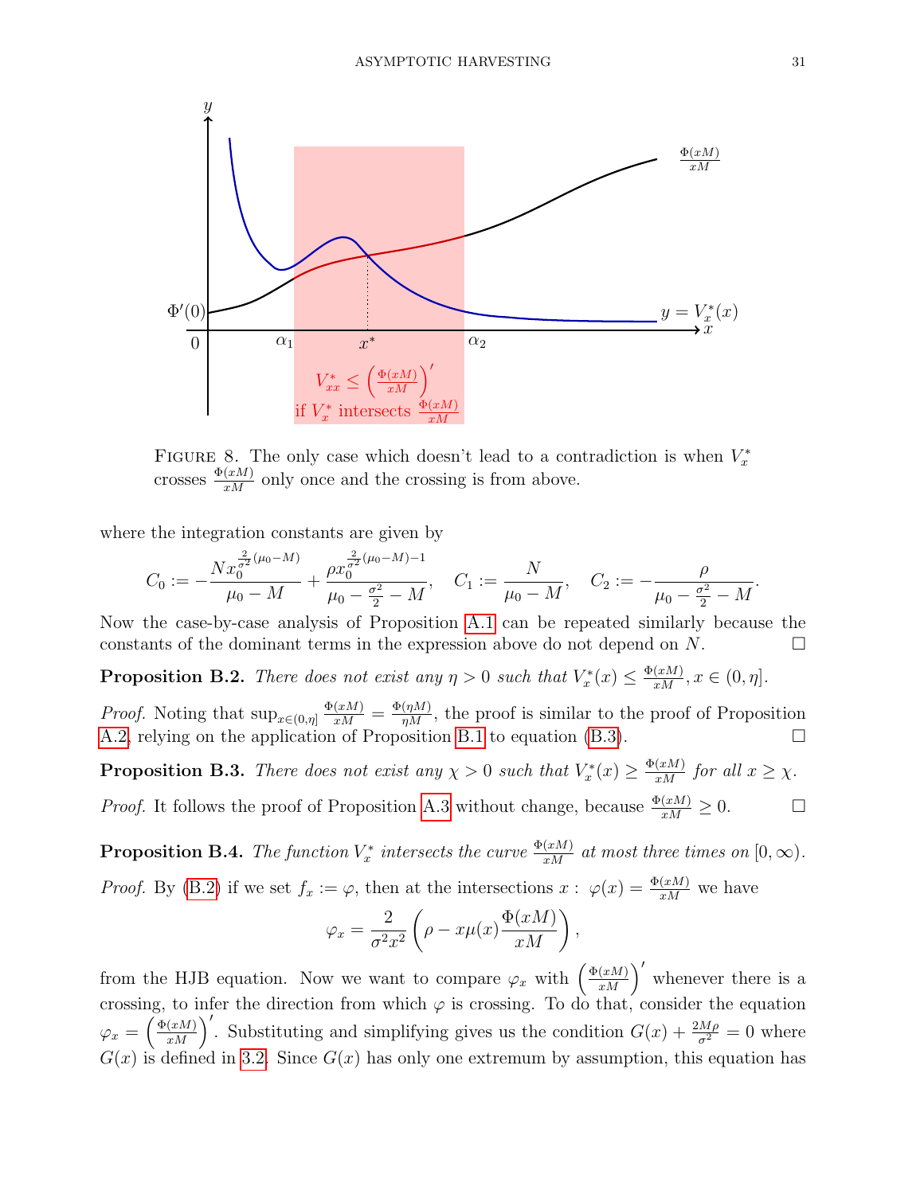FIGURE 8. The only case which doesn't lead to a contradiction is when $V_x^*$ crosses $\frac{\Phi(xM)}{xM}$ only once and the crossing is from above.

where the integration constants are given by

$$C_0 := -\frac{N x_0^{\frac{2}{\sigma^2}(\mu_0 - M)}}{\mu_0 - M} + \frac{\rho x_0^{\frac{2}{\sigma^2}(\mu_0 - M)-1}}{\mu_0 - \frac{\sigma^2}{2} - M}, \quad C_1 := \frac{N}{\mu_0 - M}, \quad C_2 := -\frac{\rho}{\mu_0 - \frac{\sigma^2}{2} - M}.$$

Now the case-by-case analysis of Proposition A.1 can be repeated similarly because the constants of the dominant terms in the expression above do not depend on $N$. ☐

**Proposition B.2.** *There does not exist any $\eta > 0$ such that $V_x^*(x) \leq \frac{\Phi(xM)}{xM}, x \in (0, \eta]$.*

*Proof.* Noting that $\sup_{x\in(0,\eta]} \frac{\Phi(xM)}{xM} = \frac{\Phi(\eta M)}{\eta M}$, the proof is similar to the proof of Proposition A.2, relying on the application of Proposition B.1 to equation (B.3). ☐

**Proposition B.3.** *There does not exist any $\chi > 0$ such that $V_x^*(x) \geq \frac{\Phi(xM)}{xM}$ for all $x \geq \chi$.*

*Proof.* It follows the proof of Proposition A.3 without change, because $\frac{\Phi(xM)}{xM} \geq 0$. ☐

**Proposition B.4.** *The function $V_x^*$ intersects the curve $\frac{\Phi(xM)}{xM}$ at most three times on $[0, \infty)$.*

*Proof.* By (B.2) if we set $f_x := \varphi$, then at the intersections $x : \varphi(x) = \frac{\Phi(xM)}{xM}$ we have

$$\varphi_x = \frac{2}{\sigma^2 x^2}\left(\rho - x\mu(x)\frac{\Phi(xM)}{xM}\right),$$

from the HJB equation. Now we want to compare $\varphi_x$ with $\left(\frac{\Phi(xM)}{xM}\right)'$ whenever there is a crossing, to infer the direction from which $\varphi$ is crossing. To do that, consider the equation $\varphi_x = \left(\frac{\Phi(xM)}{xM}\right)'$. Substituting and simplifying gives us the condition $G(x) + \frac{2M\rho}{\sigma^2} = 0$ where $G(x)$ is defined in 3.2. Since $G(x)$ has only one extremum by assumption, this equation has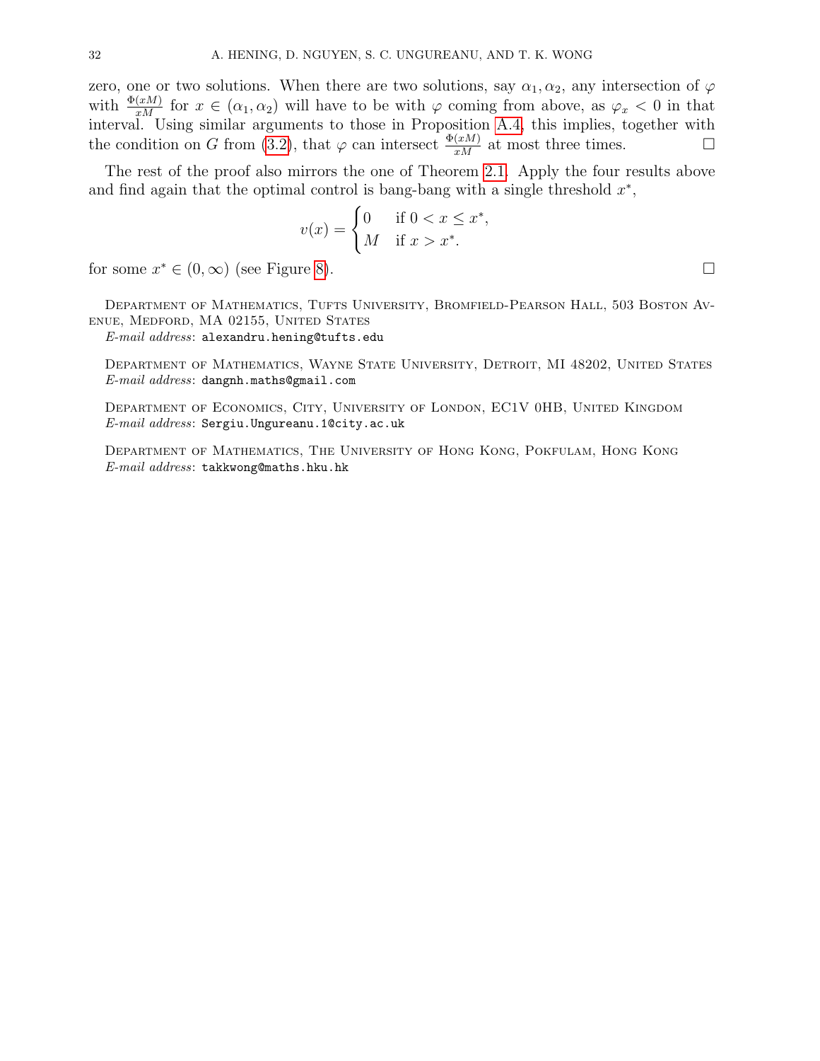zero, one or two solutions. When there are two solutions, say $\alpha_1, \alpha_2$, any intersection of $\varphi$ with $\frac{\Phi(xM)}{xM}$ for $x \in (\alpha_1, \alpha_2)$ will have to be with $\varphi$ coming from above, as $\varphi_x < 0$ in that interval. Using similar arguments to those in Proposition A.4, this implies, together with the condition on $G$ from (3.2), that $\varphi$ can intersect $\frac{\Phi(xM)}{xM}$ at most three times. □

The rest of the proof also mirrors the one of Theorem 2.1. Apply the four results above and find again that the optimal control is bang-bang with a single threshold $x^*$,

$$v(x) = \begin{cases} 0 & \text{if } 0 < x \leq x^*, \\ M & \text{if } x > x^*. \end{cases}$$

for some $x^* \in (0, \infty)$ (see Figure 8). □

Department of Mathematics, Tufts University, Bromfield-Pearson Hall, 503 Boston Avenue, Medford, MA 02155, United States
*E-mail address*: alexandru.hening@tufts.edu

Department of Mathematics, Wayne State University, Detroit, MI 48202, United States
*E-mail address*: dangnh.maths@gmail.com

Department of Economics, City, University of London, EC1V 0HB, United Kingdom
*E-mail address*: Sergiu.Ungureanu.1@city.ac.uk

Department of Mathematics, The University of Hong Kong, Pokfulam, Hong Kong
*E-mail address*: takkwong@maths.hku.hk